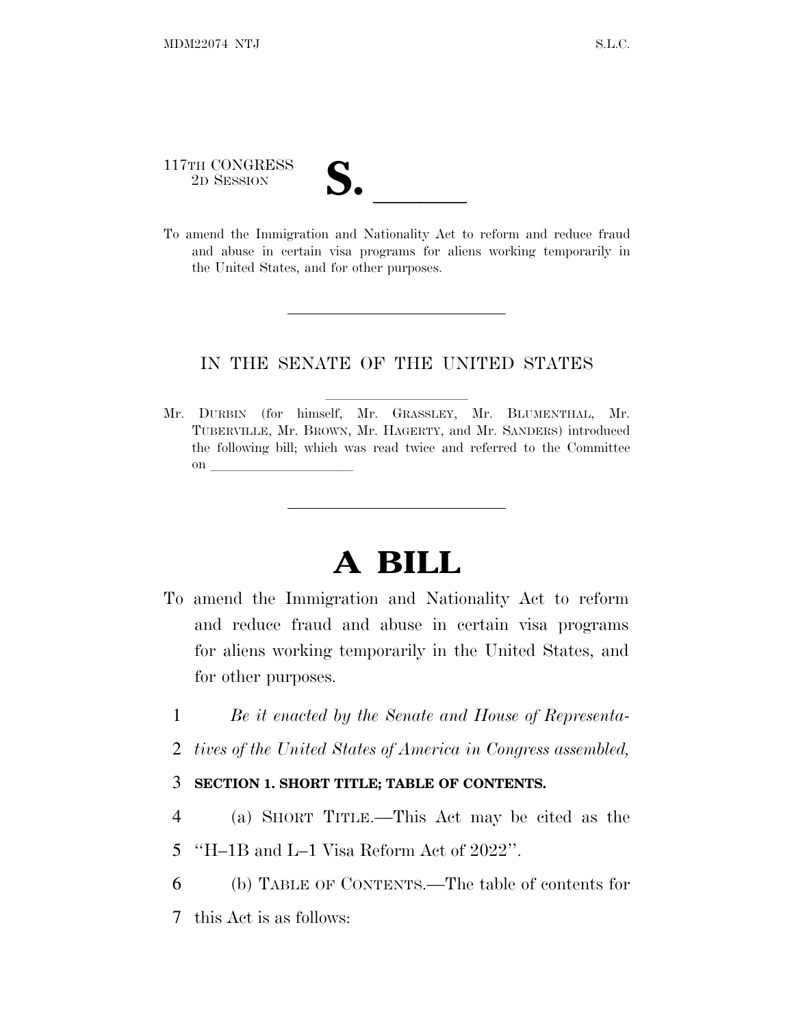117TH CONGRESS
2D SESSION

**S. \_\_\_\_\_\_**

To amend the Immigration and Nationality Act to reform and reduce fraud and abuse in certain visa programs for aliens working temporarily in the United States, and for other purposes.

---

IN THE SENATE OF THE UNITED STATES

Mr. DURBIN (for himself, Mr. GRASSLEY, Mr. BLUMENTHAL, Mr. TUBERVILLE, Mr. BROWN, Mr. HAGERTY, and Mr. SANDERS) introduced the following bill; which was read twice and referred to the Committee on \_\_\_\_\_\_\_\_\_\_\_\_\_\_\_\_\_\_\_\_

---

# A BILL

To amend the Immigration and Nationality Act to reform and reduce fraud and abuse in certain visa programs for aliens working temporarily in the United States, and for other purposes.

1 *Be it enacted by the Senate and House of Representa-*
2 *tives of the United States of America in Congress assembled,*

3 **SECTION 1. SHORT TITLE; TABLE OF CONTENTS.**

4 (a) SHORT TITLE.—This Act may be cited as the
5 "H–1B and L–1 Visa Reform Act of 2022".

6 (b) TABLE OF CONTENTS.—The table of contents for
7 this Act is as follows: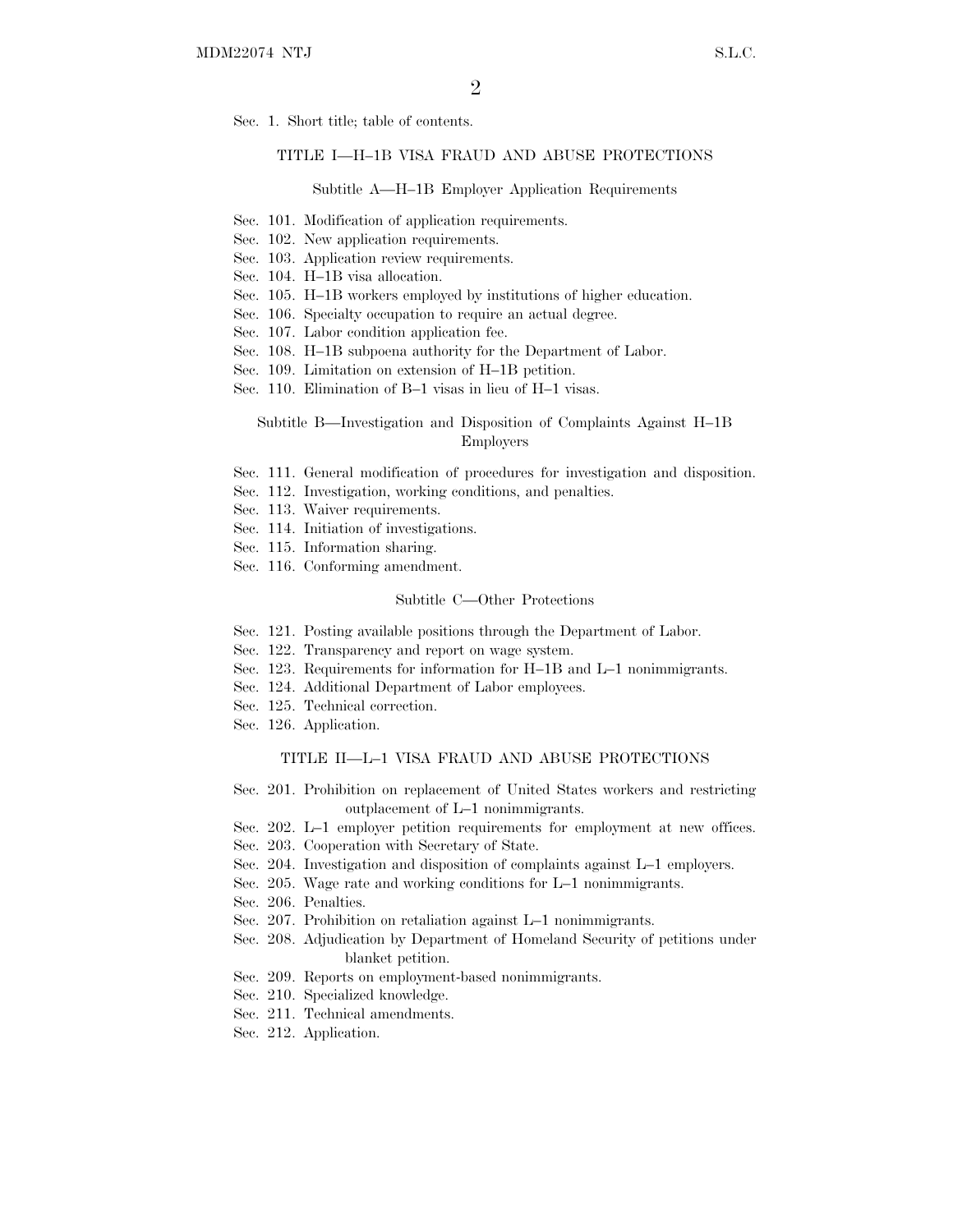Sec. 1. Short title; table of contents.

## TITLE I—H–1B VISA FRAUD AND ABUSE PROTECTIONS

### Subtitle A—H–1B Employer Application Requirements

Sec. 101. Modification of application requirements.
Sec. 102. New application requirements.
Sec. 103. Application review requirements.
Sec. 104. H–1B visa allocation.
Sec. 105. H–1B workers employed by institutions of higher education.
Sec. 106. Specialty occupation to require an actual degree.
Sec. 107. Labor condition application fee.
Sec. 108. H–1B subpoena authority for the Department of Labor.
Sec. 109. Limitation on extension of H–1B petition.
Sec. 110. Elimination of B–1 visas in lieu of H–1 visas.

### Subtitle B—Investigation and Disposition of Complaints Against H–1B Employers

Sec. 111. General modification of procedures for investigation and disposition.
Sec. 112. Investigation, working conditions, and penalties.
Sec. 113. Waiver requirements.
Sec. 114. Initiation of investigations.
Sec. 115. Information sharing.
Sec. 116. Conforming amendment.

### Subtitle C—Other Protections

Sec. 121. Posting available positions through the Department of Labor.
Sec. 122. Transparency and report on wage system.
Sec. 123. Requirements for information for H–1B and L–1 nonimmigrants.
Sec. 124. Additional Department of Labor employees.
Sec. 125. Technical correction.
Sec. 126. Application.

## TITLE II—L–1 VISA FRAUD AND ABUSE PROTECTIONS

Sec. 201. Prohibition on replacement of United States workers and restricting outplacement of L–1 nonimmigrants.
Sec. 202. L–1 employer petition requirements for employment at new offices.
Sec. 203. Cooperation with Secretary of State.
Sec. 204. Investigation and disposition of complaints against L–1 employers.
Sec. 205. Wage rate and working conditions for L–1 nonimmigrants.
Sec. 206. Penalties.
Sec. 207. Prohibition on retaliation against L–1 nonimmigrants.
Sec. 208. Adjudication by Department of Homeland Security of petitions under blanket petition.
Sec. 209. Reports on employment-based nonimmigrants.
Sec. 210. Specialized knowledge.
Sec. 211. Technical amendments.
Sec. 212. Application.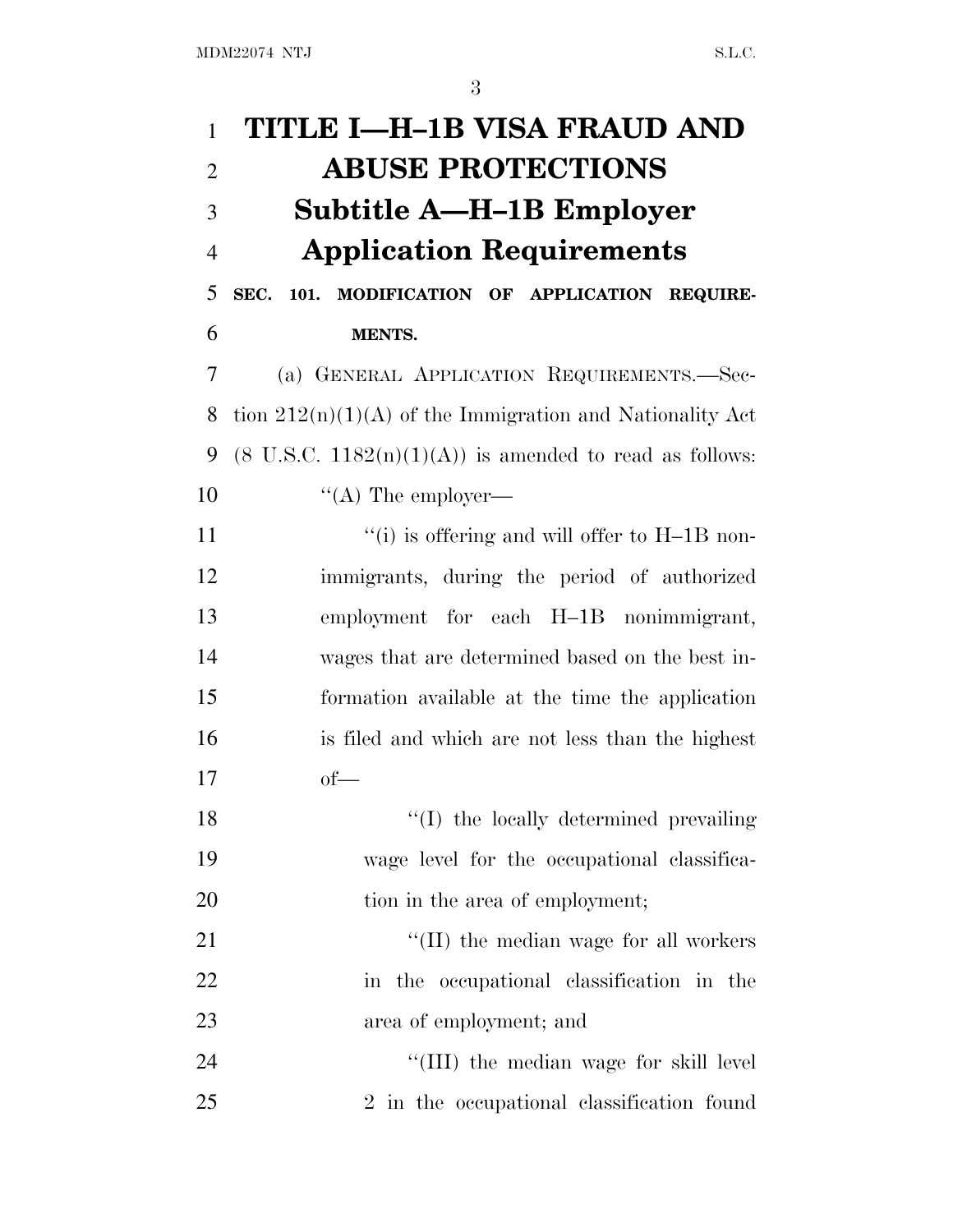# TITLE I—H–1B VISA FRAUD AND ABUSE PROTECTIONS

## Subtitle A—H–1B Employer Application Requirements

### SEC. 101. MODIFICATION OF APPLICATION REQUIREMENTS.

(a) GENERAL APPLICATION REQUIREMENTS.—Section 212(n)(1)(A) of the Immigration and Nationality Act (8 U.S.C. 1182(n)(1)(A)) is amended to read as follows:

"(A) The employer—

"(i) is offering and will offer to H–1B nonimmigrants, during the period of authorized employment for each H–1B nonimmigrant, wages that are determined based on the best information available at the time the application is filed and which are not less than the highest of—

"(I) the locally determined prevailing wage level for the occupational classification in the area of employment;

"(II) the median wage for all workers in the occupational classification in the area of employment; and

"(III) the median wage for skill level 2 in the occupational classification found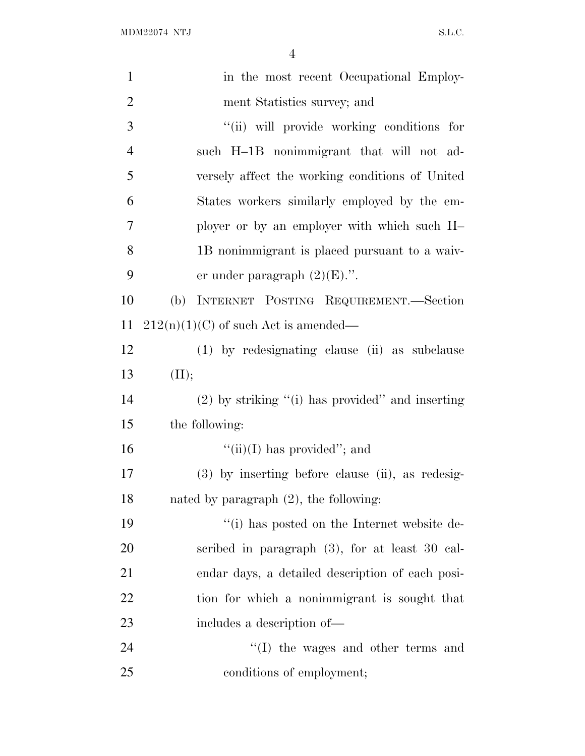in the most recent Occupational Employment Statistics survey; and

"(ii) will provide working conditions for such H–1B nonimmigrant that will not adversely affect the working conditions of United States workers similarly employed by the employer or by an employer with which such H–1B nonimmigrant is placed pursuant to a waiver under paragraph (2)(E).".

(b) INTERNET POSTING REQUIREMENT.—Section 212(n)(1)(C) of such Act is amended—

(1) by redesignating clause (ii) as subclause (II);

(2) by striking "(i) has provided" and inserting the following:

"(ii)(I) has provided"; and

(3) by inserting before clause (ii), as redesignated by paragraph (2), the following:

"(i) has posted on the Internet website described in paragraph (3), for at least 30 calendar days, a detailed description of each position for which a nonimmigrant is sought that includes a description of—

"(I) the wages and other terms and conditions of employment;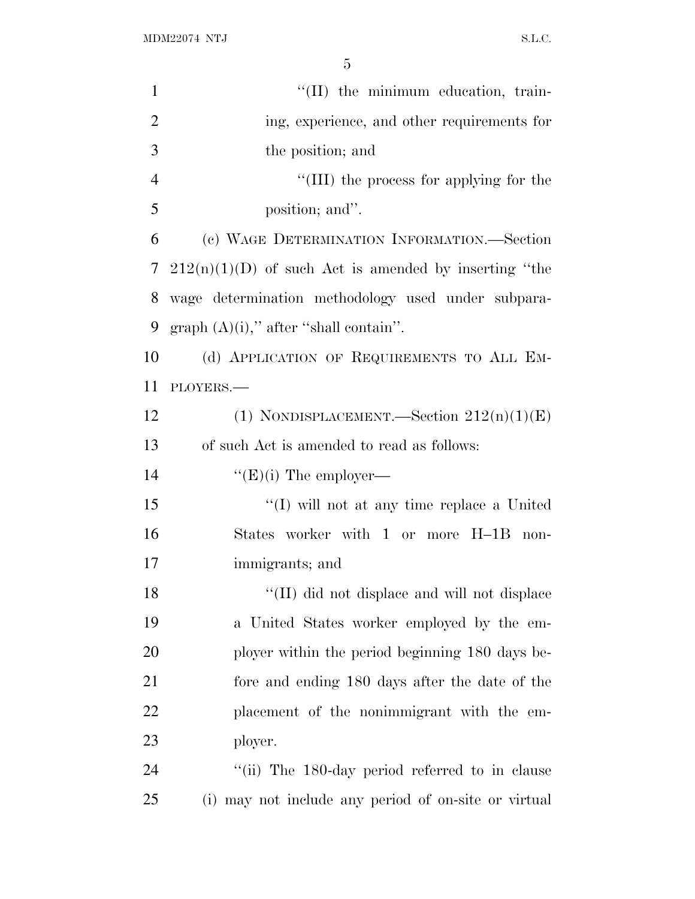"(II) the minimum education, training, experience, and other requirements for the position; and

"(III) the process for applying for the position; and".

(c) WAGE DETERMINATION INFORMATION.—Section 212(n)(1)(D) of such Act is amended by inserting "the wage determination methodology used under subparagraph (A)(i)," after "shall contain".

(d) APPLICATION OF REQUIREMENTS TO ALL EMPLOYERS.—

(1) NONDISPLACEMENT.—Section 212(n)(1)(E) of such Act is amended to read as follows:

"(E)(i) The employer—

"(I) will not at any time replace a United States worker with 1 or more H–1B nonimmigrants; and

"(II) did not displace and will not displace a United States worker employed by the employer within the period beginning 180 days before and ending 180 days after the date of the placement of the nonimmigrant with the employer.

"(ii) The 180-day period referred to in clause (i) may not include any period of on-site or virtual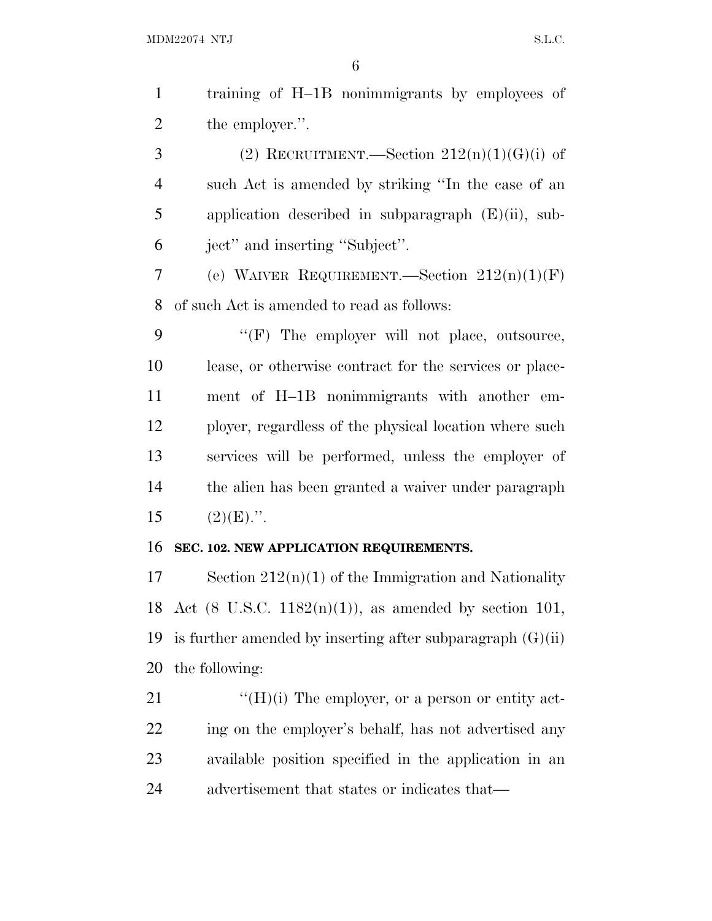training of H–1B nonimmigrants by employees of the employer.''.

(2) RECRUITMENT.—Section 212(n)(1)(G)(i) of such Act is amended by striking ''In the case of an application described in subparagraph (E)(ii), subject'' and inserting ''Subject''.

(e) WAIVER REQUIREMENT.—Section 212(n)(1)(F) of such Act is amended to read as follows:

''(F) The employer will not place, outsource, lease, or otherwise contract for the services or placement of H–1B nonimmigrants with another employer, regardless of the physical location where such services will be performed, unless the employer of the alien has been granted a waiver under paragraph (2)(E).''.

**SEC. 102. NEW APPLICATION REQUIREMENTS.**

Section 212(n)(1) of the Immigration and Nationality Act (8 U.S.C. 1182(n)(1)), as amended by section 101, is further amended by inserting after subparagraph (G)(ii) the following:

''(H)(i) The employer, or a person or entity acting on the employer's behalf, has not advertised any available position specified in the application in an advertisement that states or indicates that—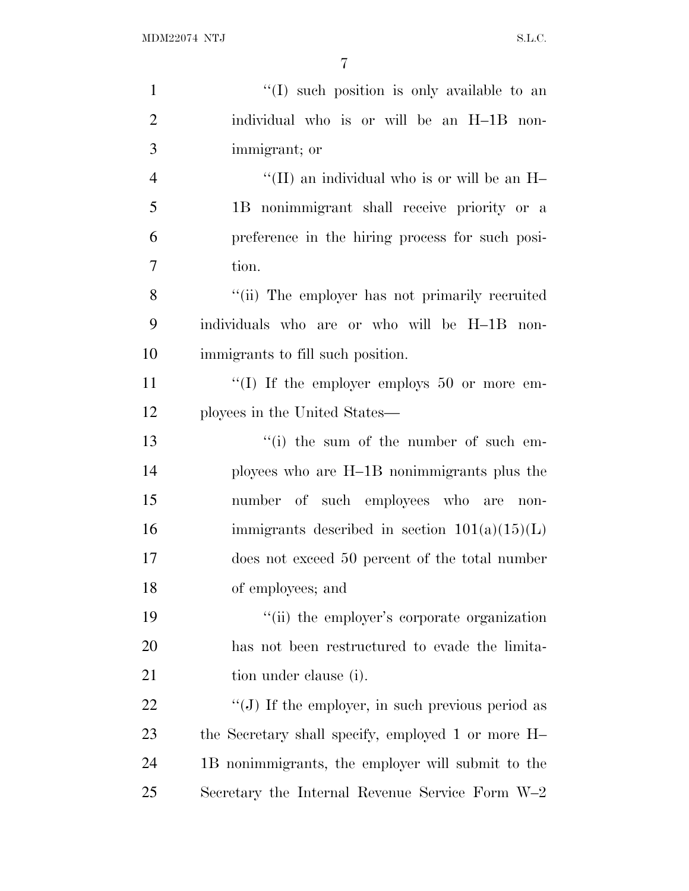"(I) such position is only available to an individual who is or will be an H–1B nonimmigrant; or

"(II) an individual who is or will be an H–1B nonimmigrant shall receive priority or a preference in the hiring process for such position.

"(ii) The employer has not primarily recruited individuals who are or who will be H–1B nonimmigrants to fill such position.

"(I) If the employer employs 50 or more employees in the United States—

"(i) the sum of the number of such employees who are H–1B nonimmigrants plus the number of such employees who are nonimmigrants described in section 101(a)(15)(L) does not exceed 50 percent of the total number of employees; and

"(ii) the employer's corporate organization has not been restructured to evade the limitation under clause (i).

"(J) If the employer, in such previous period as the Secretary shall specify, employed 1 or more H–1B nonimmigrants, the employer will submit to the Secretary the Internal Revenue Service Form W–2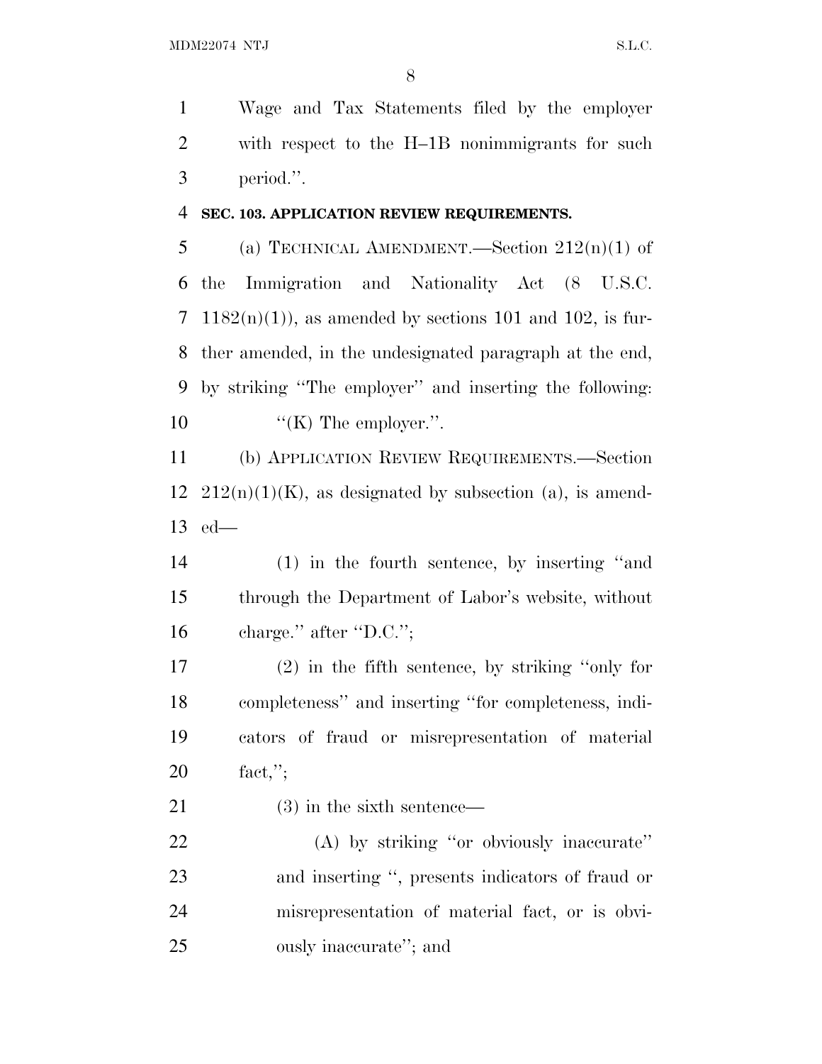Wage and Tax Statements filed by the employer with respect to the H–1B nonimmigrants for such period.''.

**SEC. 103. APPLICATION REVIEW REQUIREMENTS.**

(a) TECHNICAL AMENDMENT.—Section 212(n)(1) of the Immigration and Nationality Act (8 U.S.C. 1182(n)(1)), as amended by sections 101 and 102, is further amended, in the undesignated paragraph at the end, by striking ''The employer'' and inserting the following:

''(K) The employer.''.

(b) APPLICATION REVIEW REQUIREMENTS.—Section 212(n)(1)(K), as designated by subsection (a), is amended—

(1) in the fourth sentence, by inserting ''and through the Department of Labor's website, without charge.'' after ''D.C.'';

(2) in the fifth sentence, by striking ''only for completeness'' and inserting ''for completeness, indicators of fraud or misrepresentation of material fact,'';

(3) in the sixth sentence—

(A) by striking ''or obviously inaccurate'' and inserting '', presents indicators of fraud or misrepresentation of material fact, or is obviously inaccurate''; and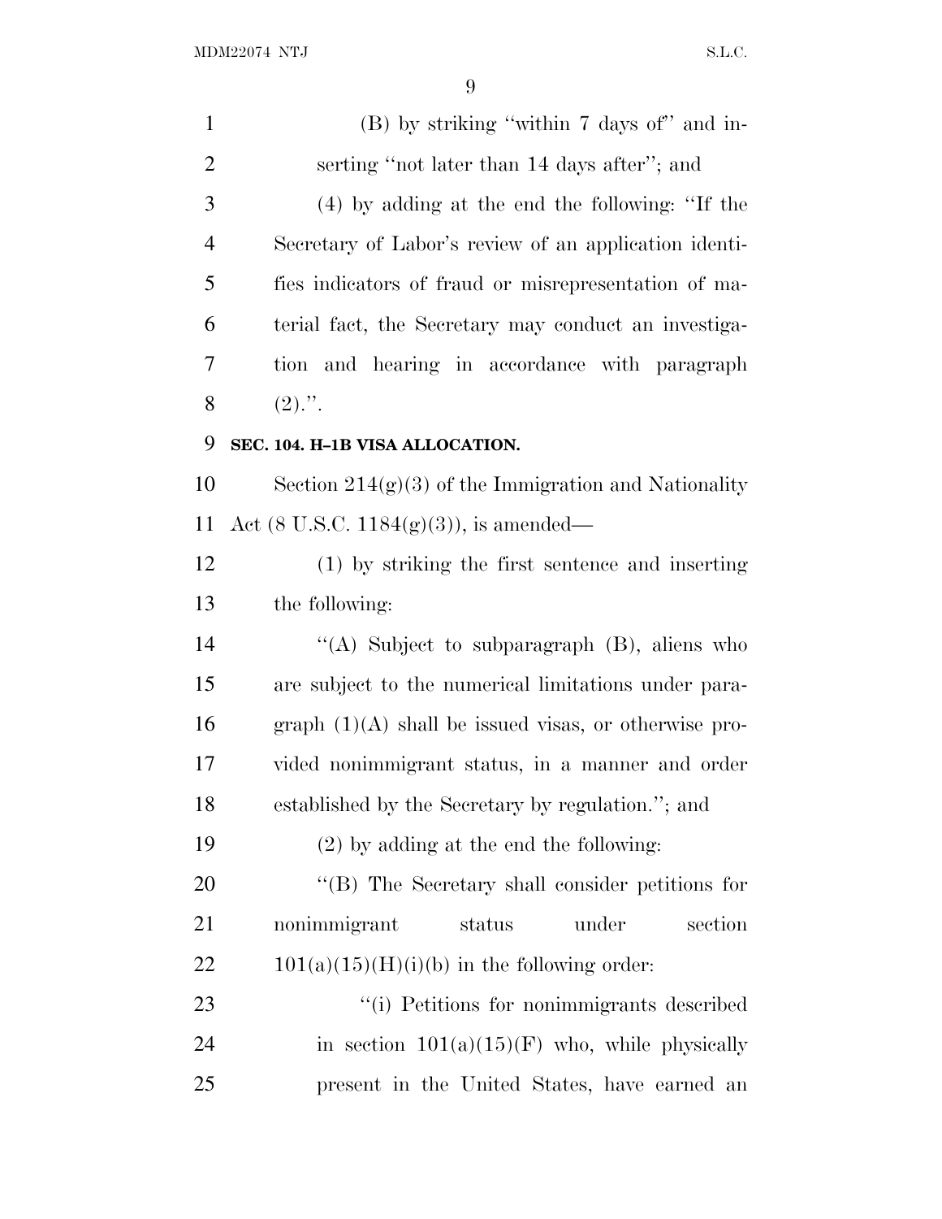(B) by striking ''within 7 days of'' and inserting ''not later than 14 days after''; and

(4) by adding at the end the following: ''If the Secretary of Labor's review of an application identifies indicators of fraud or misrepresentation of material fact, the Secretary may conduct an investigation and hearing in accordance with paragraph (2).''.

**SEC. 104. H–1B VISA ALLOCATION.**

Section 214(g)(3) of the Immigration and Nationality Act (8 U.S.C. 1184(g)(3)), is amended—

(1) by striking the first sentence and inserting the following:

''(A) Subject to subparagraph (B), aliens who are subject to the numerical limitations under paragraph (1)(A) shall be issued visas, or otherwise provided nonimmigrant status, in a manner and order established by the Secretary by regulation.''; and

(2) by adding at the end the following:

''(B) The Secretary shall consider petitions for nonimmigrant status under section 101(a)(15)(H)(i)(b) in the following order:

''(i) Petitions for nonimmigrants described in section 101(a)(15)(F) who, while physically present in the United States, have earned an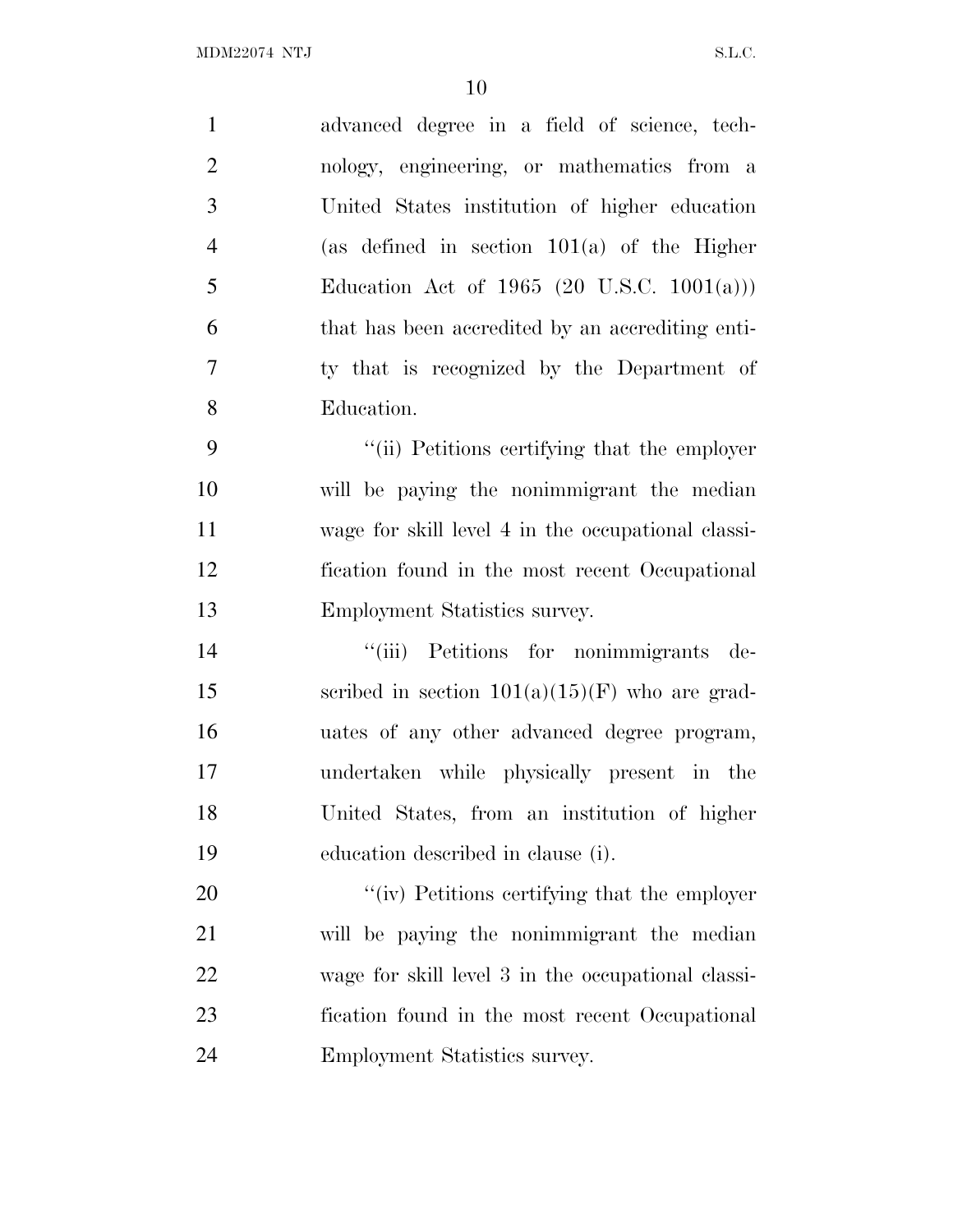advanced degree in a field of science, technology, engineering, or mathematics from a United States institution of higher education (as defined in section 101(a) of the Higher Education Act of 1965 (20 U.S.C. 1001(a))) that has been accredited by an accrediting entity that is recognized by the Department of Education.

"(ii) Petitions certifying that the employer will be paying the nonimmigrant the median wage for skill level 4 in the occupational classification found in the most recent Occupational Employment Statistics survey.

"(iii) Petitions for nonimmigrants described in section 101(a)(15)(F) who are graduates of any other advanced degree program, undertaken while physically present in the United States, from an institution of higher education described in clause (i).

"(iv) Petitions certifying that the employer will be paying the nonimmigrant the median wage for skill level 3 in the occupational classification found in the most recent Occupational Employment Statistics survey.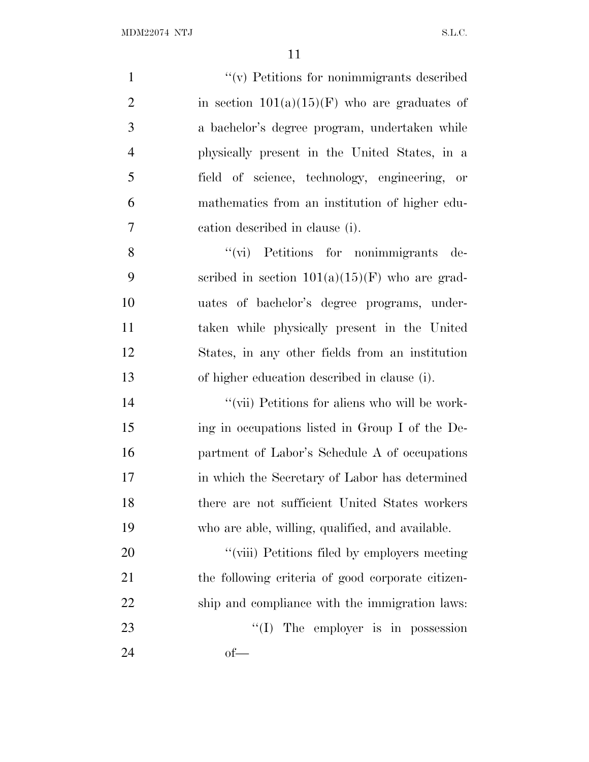"(v) Petitions for nonimmigrants described in section 101(a)(15)(F) who are graduates of a bachelor's degree program, undertaken while physically present in the United States, in a field of science, technology, engineering, or mathematics from an institution of higher education described in clause (i).

"(vi) Petitions for nonimmigrants described in section 101(a)(15)(F) who are graduates of bachelor's degree programs, undertaken while physically present in the United States, in any other fields from an institution of higher education described in clause (i).

"(vii) Petitions for aliens who will be working in occupations listed in Group I of the Department of Labor's Schedule A of occupations in which the Secretary of Labor has determined there are not sufficient United States workers who are able, willing, qualified, and available.

"(viii) Petitions filed by employers meeting the following criteria of good corporate citizenship and compliance with the immigration laws:

"(I) The employer is in possession of—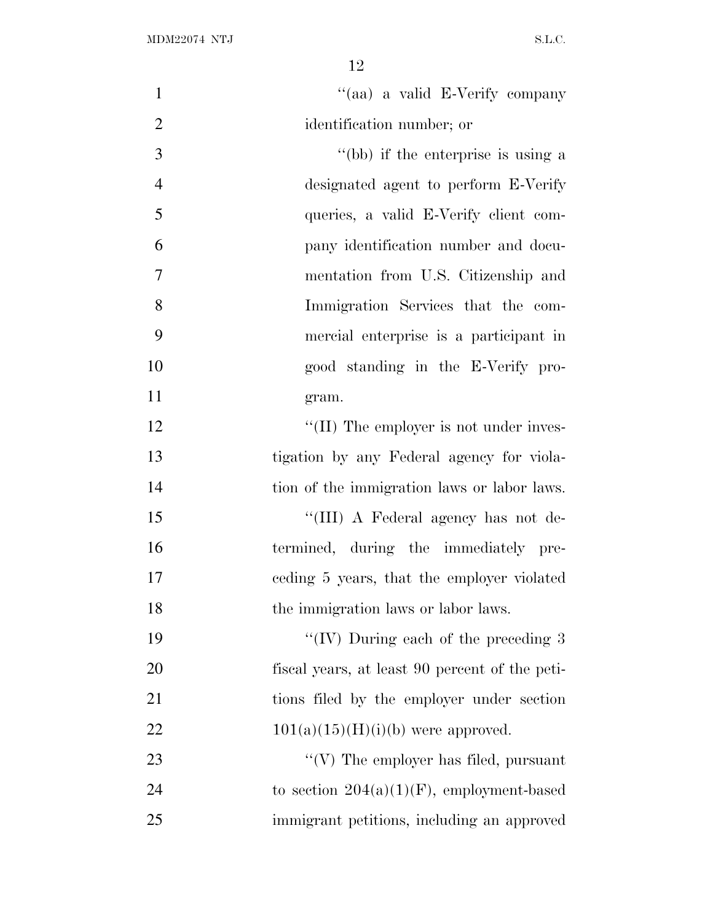''(aa) a valid E-Verify company identification number; or

''(bb) if the enterprise is using a designated agent to perform E-Verify queries, a valid E-Verify client company identification number and documentation from U.S. Citizenship and Immigration Services that the commercial enterprise is a participant in good standing in the E-Verify program.

''(II) The employer is not under investigation by any Federal agency for violation of the immigration laws or labor laws.

''(III) A Federal agency has not determined, during the immediately preceding 5 years, that the employer violated the immigration laws or labor laws.

''(IV) During each of the preceding 3 fiscal years, at least 90 percent of the petitions filed by the employer under section 101(a)(15)(H)(i)(b) were approved.

''(V) The employer has filed, pursuant to section 204(a)(1)(F), employment-based immigrant petitions, including an approved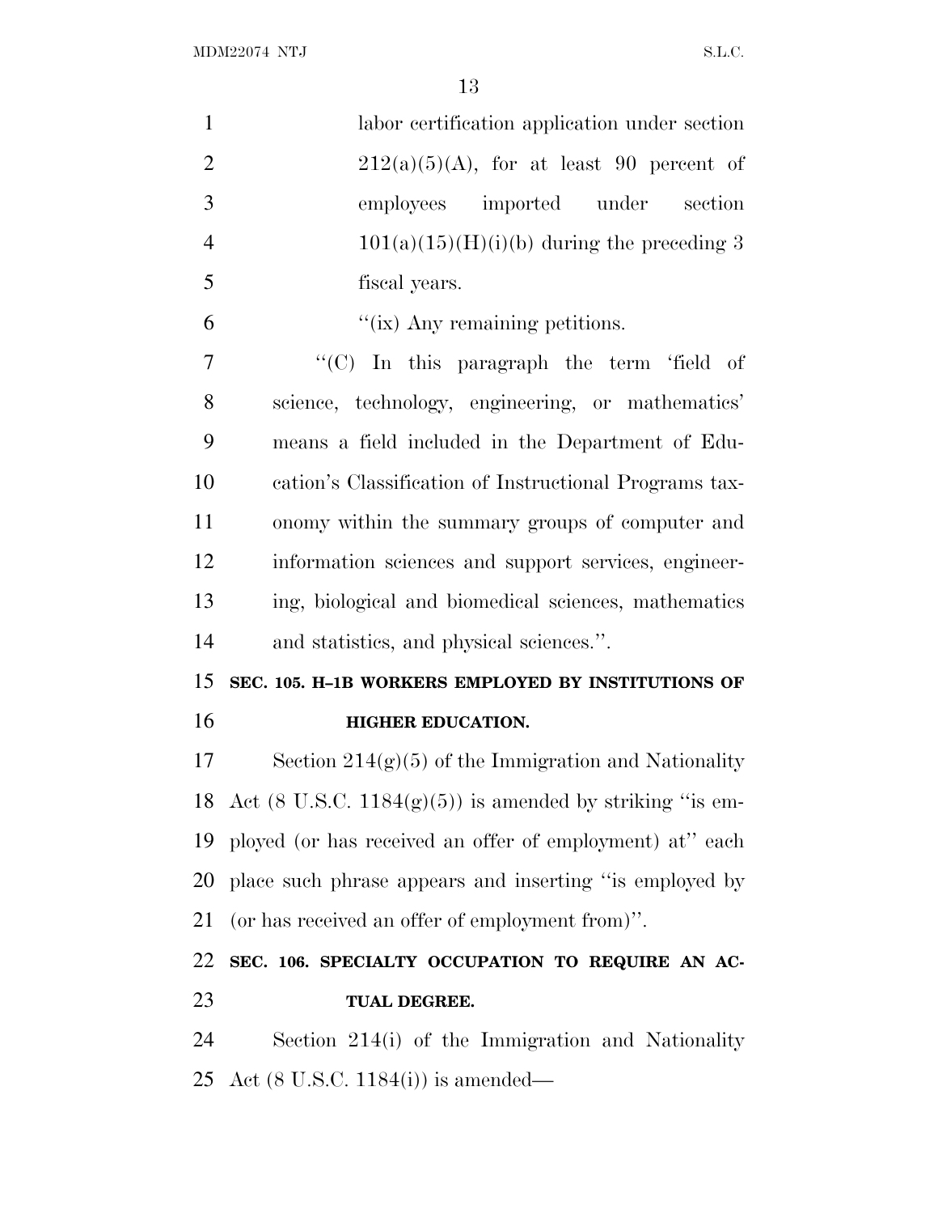labor certification application under section 212(a)(5)(A), for at least 90 percent of employees imported under section 101(a)(15)(H)(i)(b) during the preceding 3 fiscal years.

''(ix) Any remaining petitions.

''(C) In this paragraph the term 'field of science, technology, engineering, or mathematics' means a field included in the Department of Education's Classification of Instructional Programs taxonomy within the summary groups of computer and information sciences and support services, engineering, biological and biomedical sciences, mathematics and statistics, and physical sciences.''.

**SEC. 105. H–1B WORKERS EMPLOYED BY INSTITUTIONS OF HIGHER EDUCATION.**

Section 214(g)(5) of the Immigration and Nationality Act (8 U.S.C. 1184(g)(5)) is amended by striking ''is employed (or has received an offer of employment) at'' each place such phrase appears and inserting ''is employed by (or has received an offer of employment from)''.

**SEC. 106. SPECIALTY OCCUPATION TO REQUIRE AN ACTUAL DEGREE.**

Section 214(i) of the Immigration and Nationality Act (8 U.S.C. 1184(i)) is amended—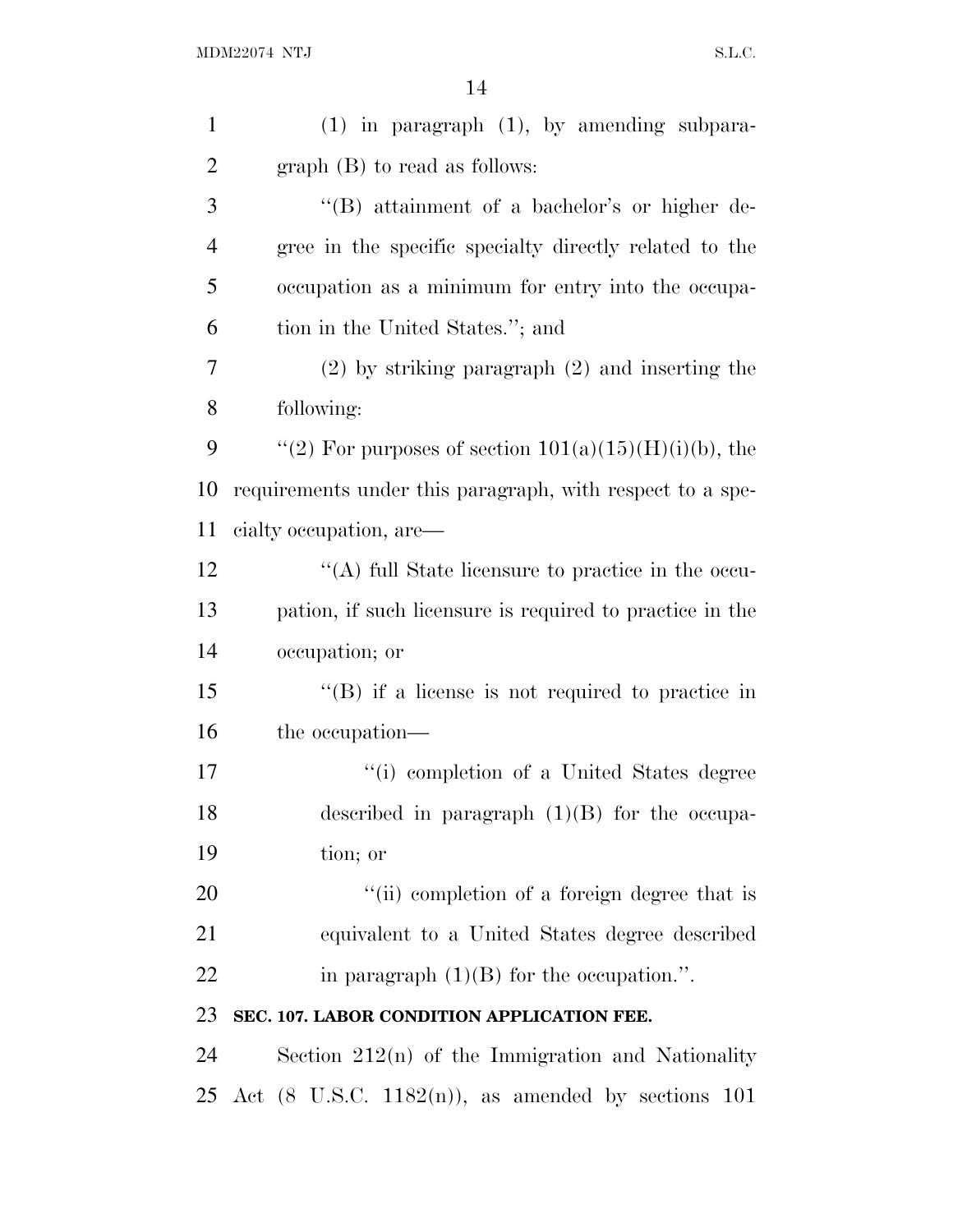(1) in paragraph (1), by amending subparagraph (B) to read as follows:

"(B) attainment of a bachelor's or higher degree in the specific specialty directly related to the occupation as a minimum for entry into the occupation in the United States."; and

(2) by striking paragraph (2) and inserting the following:

"(2) For purposes of section 101(a)(15)(H)(i)(b), the requirements under this paragraph, with respect to a specialty occupation, are—

"(A) full State licensure to practice in the occupation, if such licensure is required to practice in the occupation; or

"(B) if a license is not required to practice in the occupation—

"(i) completion of a United States degree described in paragraph (1)(B) for the occupation; or

"(ii) completion of a foreign degree that is equivalent to a United States degree described in paragraph (1)(B) for the occupation.".

**SEC. 107. LABOR CONDITION APPLICATION FEE.**

Section 212(n) of the Immigration and Nationality Act (8 U.S.C. 1182(n)), as amended by sections 101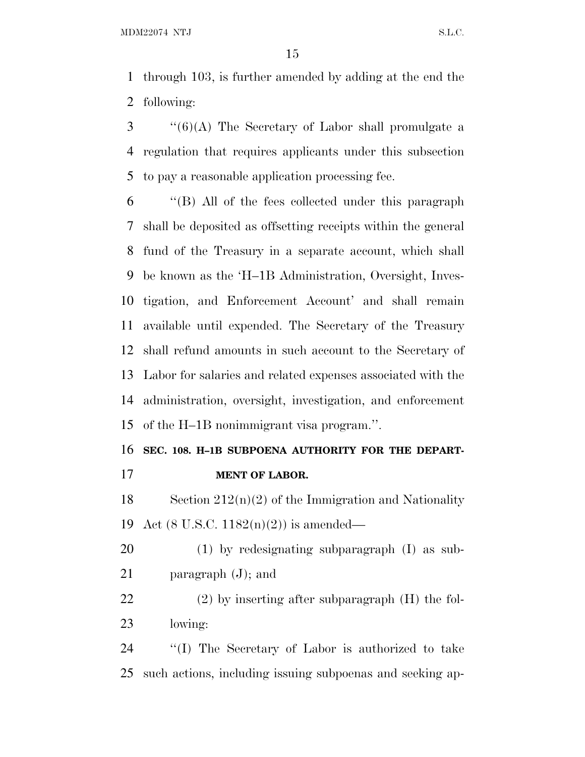through 103, is further amended by adding at the end the following:

"(6)(A) The Secretary of Labor shall promulgate a regulation that requires applicants under this subsection to pay a reasonable application processing fee.

"(B) All of the fees collected under this paragraph shall be deposited as offsetting receipts within the general fund of the Treasury in a separate account, which shall be known as the 'H–1B Administration, Oversight, Investigation, and Enforcement Account' and shall remain available until expended. The Secretary of the Treasury shall refund amounts in such account to the Secretary of Labor for salaries and related expenses associated with the administration, oversight, investigation, and enforcement of the H–1B nonimmigrant visa program.".

**SEC. 108. H–1B SUBPOENA AUTHORITY FOR THE DEPARTMENT OF LABOR.**

Section 212(n)(2) of the Immigration and Nationality Act (8 U.S.C. 1182(n)(2)) is amended—

(1) by redesignating subparagraph (I) as subparagraph (J); and

(2) by inserting after subparagraph (H) the following:

"(I) The Secretary of Labor is authorized to take such actions, including issuing subpoenas and seeking ap-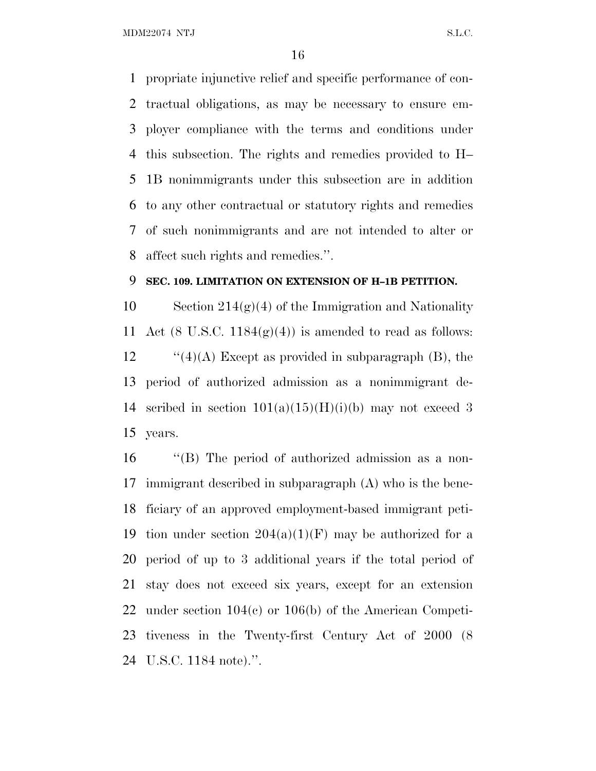propriate injunctive relief and specific performance of contractual obligations, as may be necessary to ensure employer compliance with the terms and conditions under this subsection. The rights and remedies provided to H–1B nonimmigrants under this subsection are in addition to any other contractual or statutory rights and remedies of such nonimmigrants and are not intended to alter or affect such rights and remedies.''.

**SEC. 109. LIMITATION ON EXTENSION OF H–1B PETITION.**

Section 214(g)(4) of the Immigration and Nationality Act (8 U.S.C. 1184(g)(4)) is amended to read as follows:

''(4)(A) Except as provided in subparagraph (B), the period of authorized admission as a nonimmigrant described in section 101(a)(15)(H)(i)(b) may not exceed 3 years.

''(B) The period of authorized admission as a nonimmigrant described in subparagraph (A) who is the beneficiary of an approved employment-based immigrant petition under section 204(a)(1)(F) may be authorized for a period of up to 3 additional years if the total period of stay does not exceed six years, except for an extension under section 104(c) or 106(b) of the American Competitiveness in the Twenty-first Century Act of 2000 (8 U.S.C. 1184 note).''.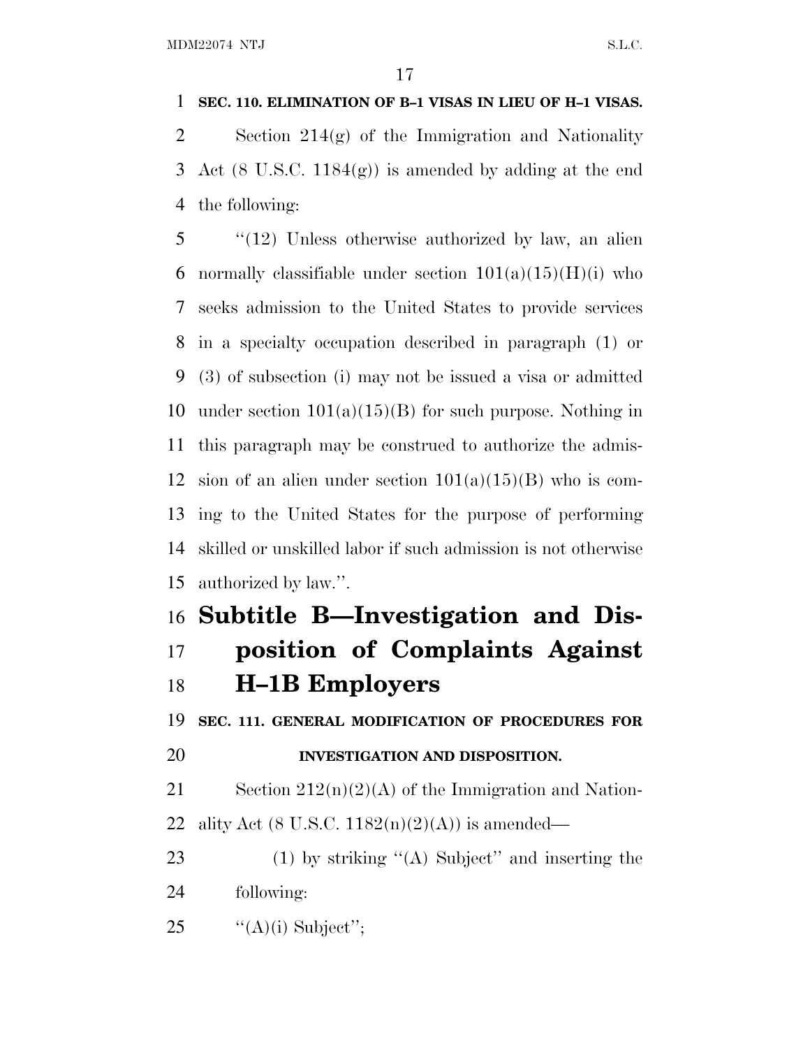**SEC. 110. ELIMINATION OF B–1 VISAS IN LIEU OF H–1 VISAS.**

Section 214(g) of the Immigration and Nationality Act (8 U.S.C. 1184(g)) is amended by adding at the end the following:

"(12) Unless otherwise authorized by law, an alien normally classifiable under section 101(a)(15)(H)(i) who seeks admission to the United States to provide services in a specialty occupation described in paragraph (1) or (3) of subsection (i) may not be issued a visa or admitted under section 101(a)(15)(B) for such purpose. Nothing in this paragraph may be construed to authorize the admission of an alien under section 101(a)(15)(B) who is coming to the United States for the purpose of performing skilled or unskilled labor if such admission is not otherwise authorized by law.".

## Subtitle B—Investigation and Disposition of Complaints Against H–1B Employers

**SEC. 111. GENERAL MODIFICATION OF PROCEDURES FOR INVESTIGATION AND DISPOSITION.**

Section 212(n)(2)(A) of the Immigration and Nationality Act (8 U.S.C. 1182(n)(2)(A)) is amended—

(1) by striking "(A) Subject" and inserting the following:

"(A)(i) Subject";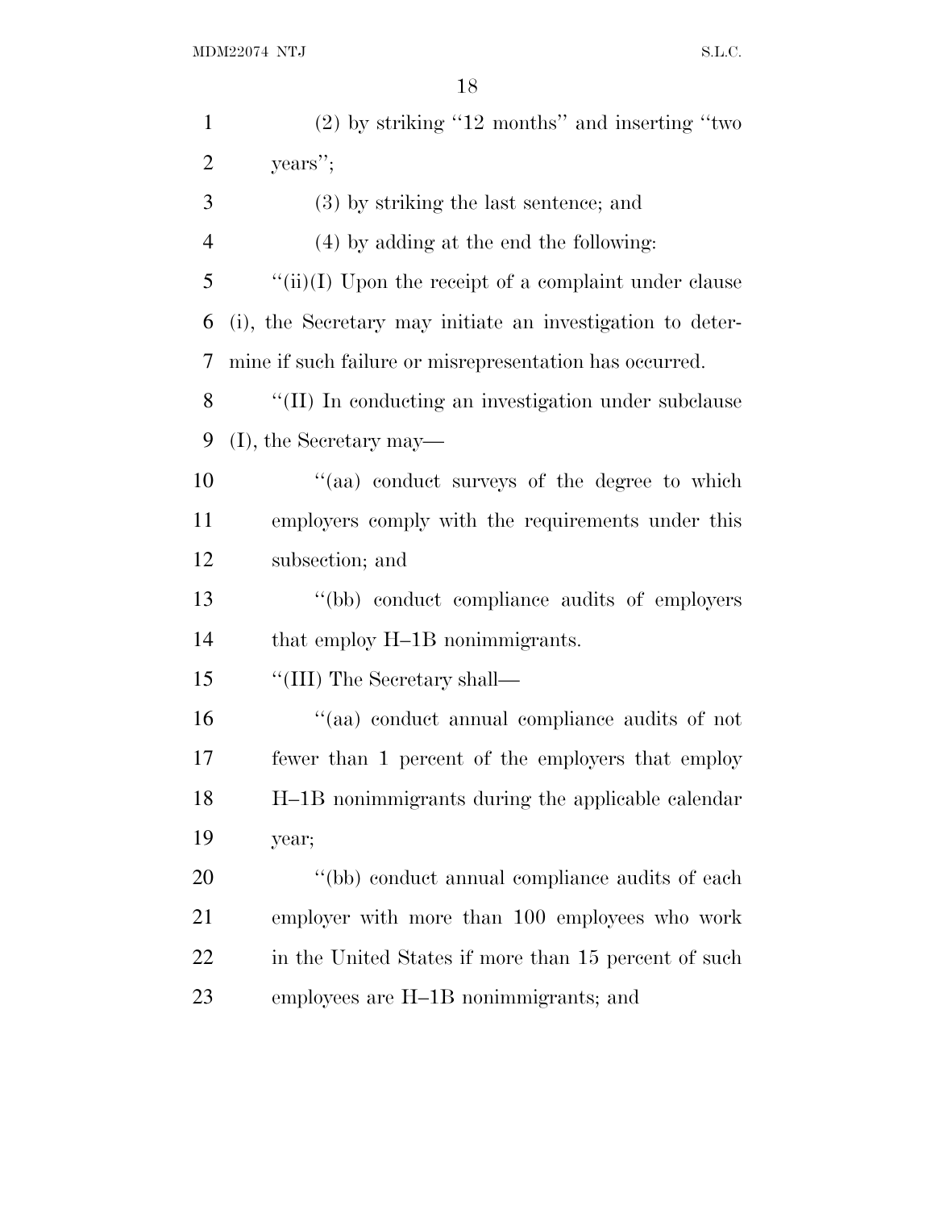(2) by striking "12 months" and inserting "two years";

(3) by striking the last sentence; and

(4) by adding at the end the following:

"(ii)(I) Upon the receipt of a complaint under clause (i), the Secretary may initiate an investigation to determine if such failure or misrepresentation has occurred.

"(II) In conducting an investigation under subclause (I), the Secretary may—

"(aa) conduct surveys of the degree to which employers comply with the requirements under this subsection; and

"(bb) conduct compliance audits of employers that employ H–1B nonimmigrants.

"(III) The Secretary shall—

"(aa) conduct annual compliance audits of not fewer than 1 percent of the employers that employ H–1B nonimmigrants during the applicable calendar year;

"(bb) conduct annual compliance audits of each employer with more than 100 employees who work in the United States if more than 15 percent of such employees are H–1B nonimmigrants; and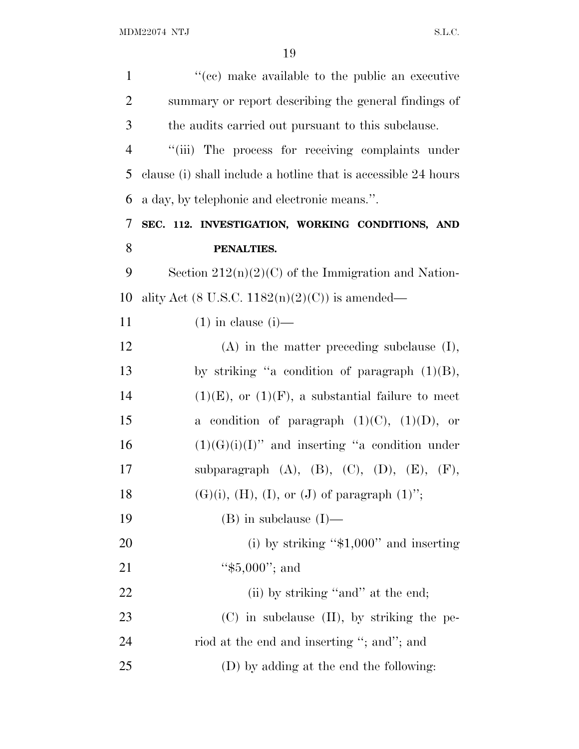"(cc) make available to the public an executive summary or report describing the general findings of the audits carried out pursuant to this subclause.

"(iii) The process for receiving complaints under clause (i) shall include a hotline that is accessible 24 hours a day, by telephonic and electronic means.".

**SEC. 112. INVESTIGATION, WORKING CONDITIONS, AND PENALTIES.**

Section 212(n)(2)(C) of the Immigration and Nationality Act (8 U.S.C. 1182(n)(2)(C)) is amended—

(1) in clause (i)—

(A) in the matter preceding subclause (I), by striking "a condition of paragraph (1)(B), (1)(E), or (1)(F), a substantial failure to meet a condition of paragraph (1)(C), (1)(D), or (1)(G)(i)(I)" and inserting "a condition under subparagraph (A), (B), (C), (D), (E), (F), (G)(i), (H), (I), or (J) of paragraph (1)";

(B) in subclause (I)—

(i) by striking "$1,000" and inserting "$5,000"; and

(ii) by striking "and" at the end;

(C) in subclause (II), by striking the period at the end and inserting "; and"; and

(D) by adding at the end the following: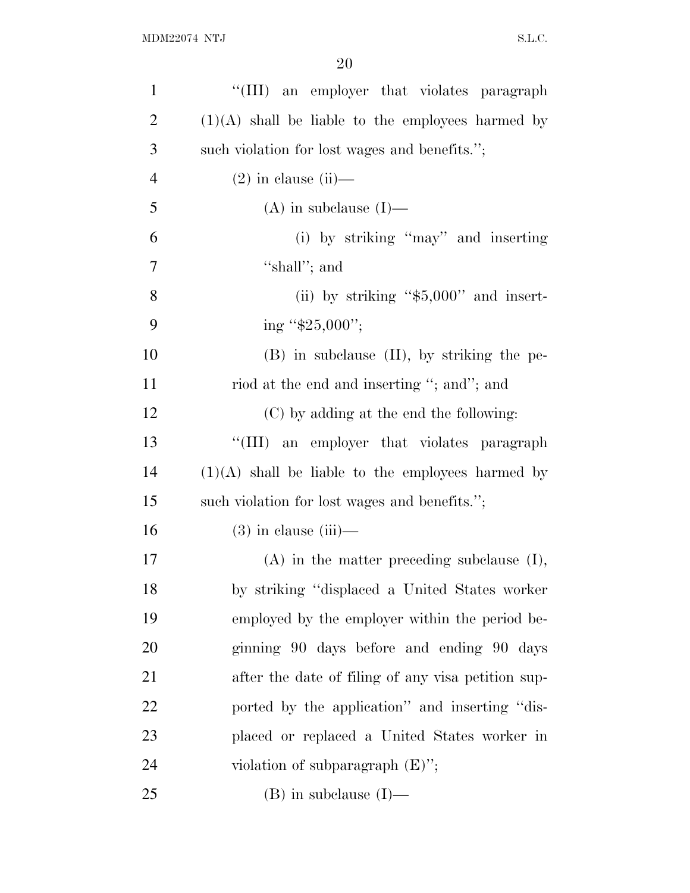"(III) an employer that violates paragraph (1)(A) shall be liable to the employees harmed by such violation for lost wages and benefits.";

(2) in clause (ii)—

(A) in subclause (I)—

(i) by striking "may" and inserting "shall"; and

(ii) by striking "$5,000" and inserting "$25,000";

(B) in subclause (II), by striking the period at the end and inserting "; and"; and

(C) by adding at the end the following:

"(III) an employer that violates paragraph (1)(A) shall be liable to the employees harmed by such violation for lost wages and benefits.";

(3) in clause (iii)—

(A) in the matter preceding subclause (I), by striking "displaced a United States worker employed by the employer within the period beginning 90 days before and ending 90 days after the date of filing of any visa petition supported by the application" and inserting "displaced or replaced a United States worker in violation of subparagraph (E)";

(B) in subclause (I)—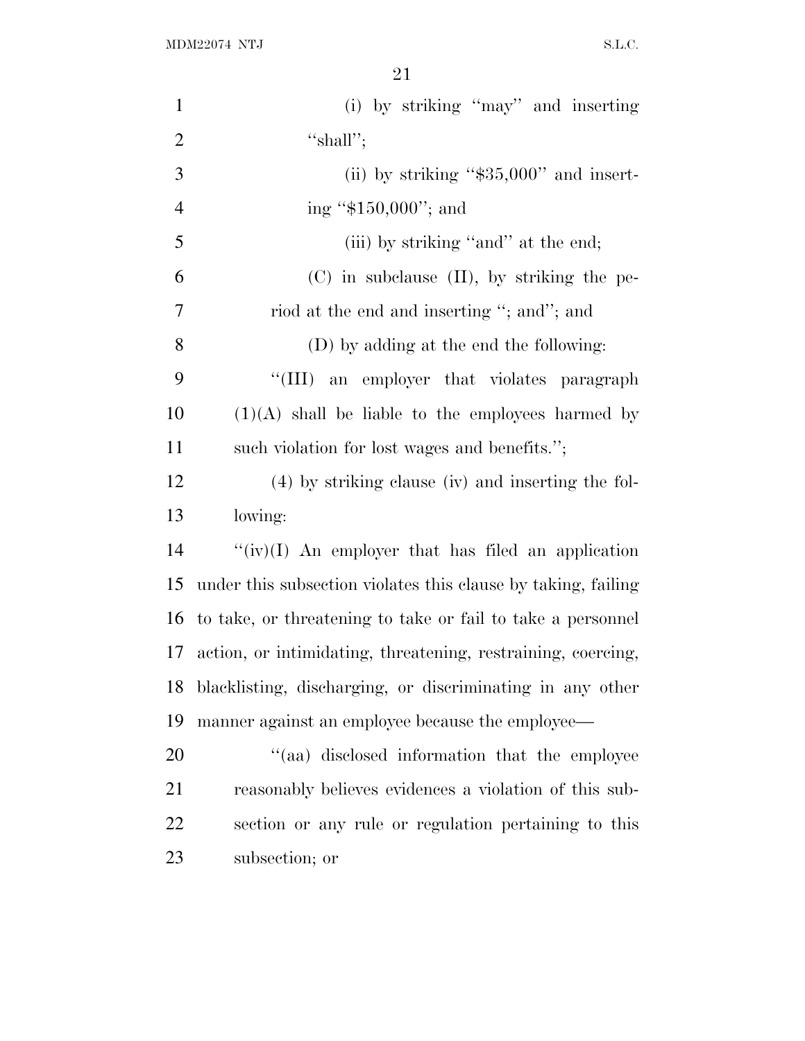(i) by striking ''may'' and inserting ''shall'';

(ii) by striking ''$35,000'' and inserting ''$150,000''; and

(iii) by striking ''and'' at the end;

(C) in subclause (II), by striking the period at the end and inserting ''; and''; and

(D) by adding at the end the following:

''(III) an employer that violates paragraph (1)(A) shall be liable to the employees harmed by such violation for lost wages and benefits.'';

(4) by striking clause (iv) and inserting the following:

''(iv)(I) An employer that has filed an application under this subsection violates this clause by taking, failing to take, or threatening to take or fail to take a personnel action, or intimidating, threatening, restraining, coercing, blacklisting, discharging, or discriminating in any other manner against an employee because the employee—

''(aa) disclosed information that the employee reasonably believes evidences a violation of this subsection or any rule or regulation pertaining to this subsection; or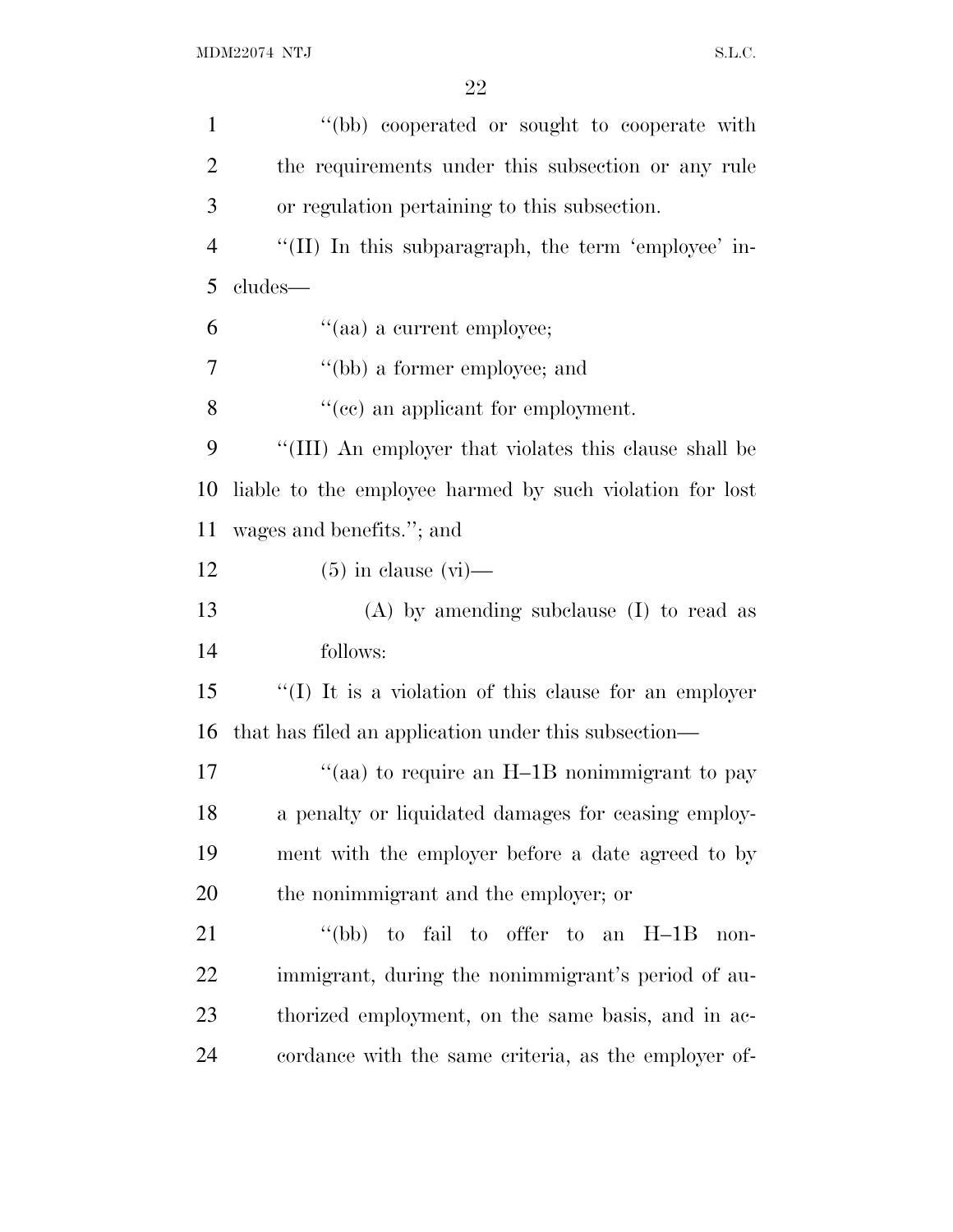''(bb) cooperated or sought to cooperate with the requirements under this subsection or any rule or regulation pertaining to this subsection.

''(II) In this subparagraph, the term 'employee' includes—

''(aa) a current employee;

''(bb) a former employee; and

''(cc) an applicant for employment.

''(III) An employer that violates this clause shall be liable to the employee harmed by such violation for lost wages and benefits.''; and

(5) in clause (vi)—

(A) by amending subclause (I) to read as follows:

''(I) It is a violation of this clause for an employer that has filed an application under this subsection—

''(aa) to require an H–1B nonimmigrant to pay a penalty or liquidated damages for ceasing employment with the employer before a date agreed to by the nonimmigrant and the employer; or

''(bb) to fail to offer to an H–1B nonimmigrant, during the nonimmigrant's period of authorized employment, on the same basis, and in accordance with the same criteria, as the employer of-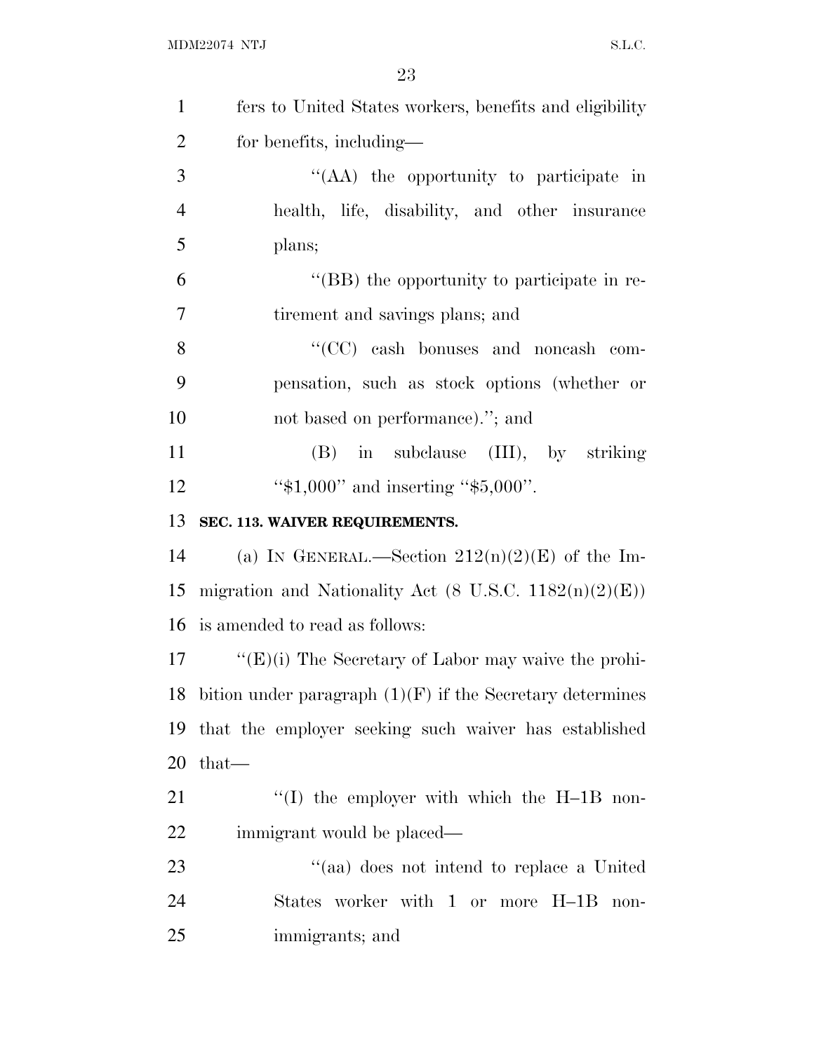fers to United States workers, benefits and eligibility for benefits, including—

"(AA) the opportunity to participate in health, life, disability, and other insurance plans;

"(BB) the opportunity to participate in retirement and savings plans; and

"(CC) cash bonuses and noncash compensation, such as stock options (whether or not based on performance)."; and

(B) in subclause (III), by striking "$1,000" and inserting "$5,000".

**SEC. 113. WAIVER REQUIREMENTS.**

(a) IN GENERAL.—Section 212(n)(2)(E) of the Immigration and Nationality Act (8 U.S.C. 1182(n)(2)(E)) is amended to read as follows:

"(E)(i) The Secretary of Labor may waive the prohibition under paragraph (1)(F) if the Secretary determines that the employer seeking such waiver has established that—

"(I) the employer with which the H–1B nonimmigrant would be placed—

"(aa) does not intend to replace a United States worker with 1 or more H–1B nonimmigrants; and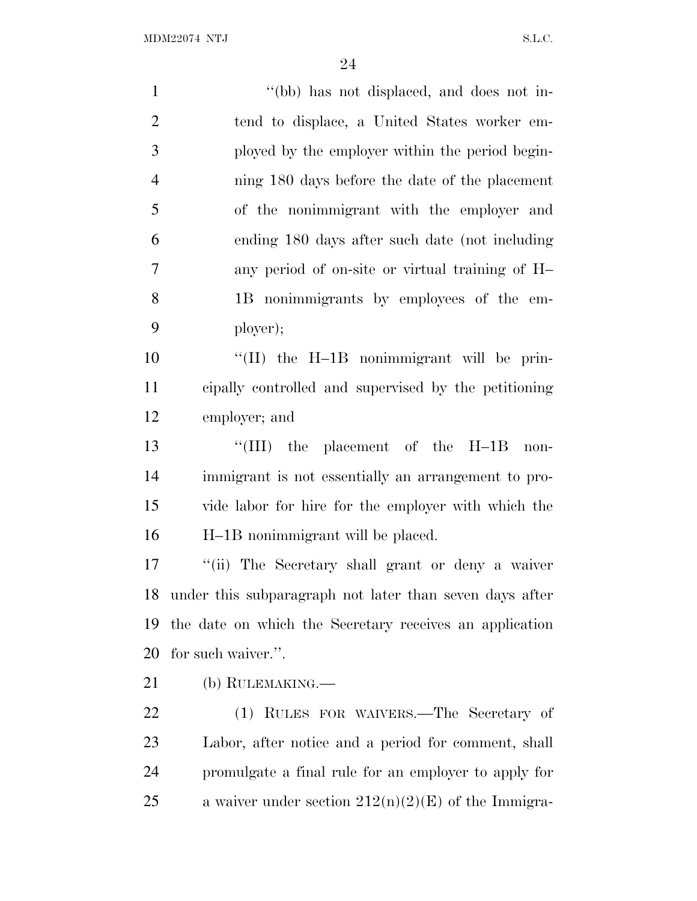"(bb) has not displaced, and does not intend to displace, a United States worker employed by the employer within the period beginning 180 days before the date of the placement of the nonimmigrant with the employer and ending 180 days after such date (not including any period of on-site or virtual training of H–1B nonimmigrants by employees of the employer);

"(II) the H–1B nonimmigrant will be principally controlled and supervised by the petitioning employer; and

"(III) the placement of the H–1B nonimmigrant is not essentially an arrangement to provide labor for hire for the employer with which the H–1B nonimmigrant will be placed.

"(ii) The Secretary shall grant or deny a waiver under this subparagraph not later than seven days after the date on which the Secretary receives an application for such waiver.".

(b) RULEMAKING.—

(1) RULES FOR WAIVERS.—The Secretary of Labor, after notice and a period for comment, shall promulgate a final rule for an employer to apply for a waiver under section 212(n)(2)(E) of the Immigra-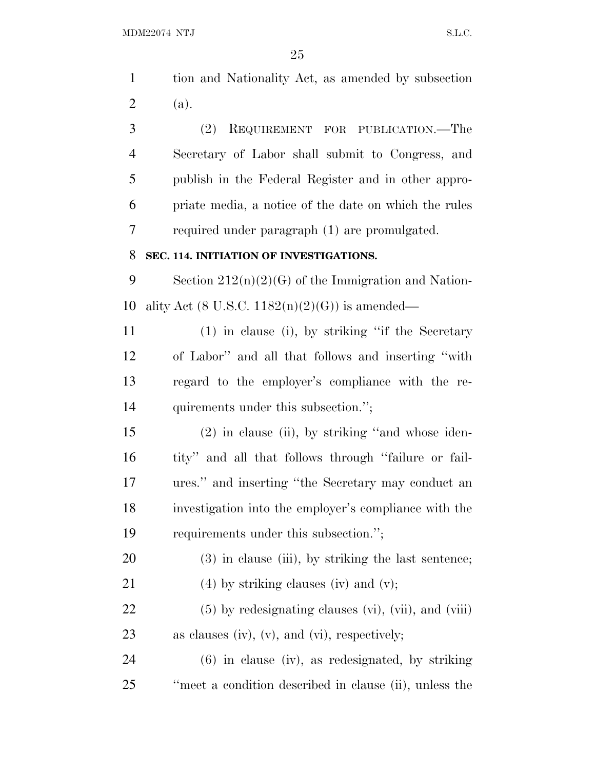tion and Nationality Act, as amended by subsection (a).

(2) REQUIREMENT FOR PUBLICATION.—The Secretary of Labor shall submit to Congress, and publish in the Federal Register and in other appropriate media, a notice of the date on which the rules required under paragraph (1) are promulgated.

**SEC. 114. INITIATION OF INVESTIGATIONS.**

Section 212(n)(2)(G) of the Immigration and Nationality Act (8 U.S.C. 1182(n)(2)(G)) is amended—

(1) in clause (i), by striking "if the Secretary of Labor" and all that follows and inserting "with regard to the employer's compliance with the requirements under this subsection.";

(2) in clause (ii), by striking "and whose identity" and all that follows through "failure or failures." and inserting "the Secretary may conduct an investigation into the employer's compliance with the requirements under this subsection.";

(3) in clause (iii), by striking the last sentence;

(4) by striking clauses (iv) and (v);

(5) by redesignating clauses (vi), (vii), and (viii) as clauses (iv), (v), and (vi), respectively;

(6) in clause (iv), as redesignated, by striking "meet a condition described in clause (ii), unless the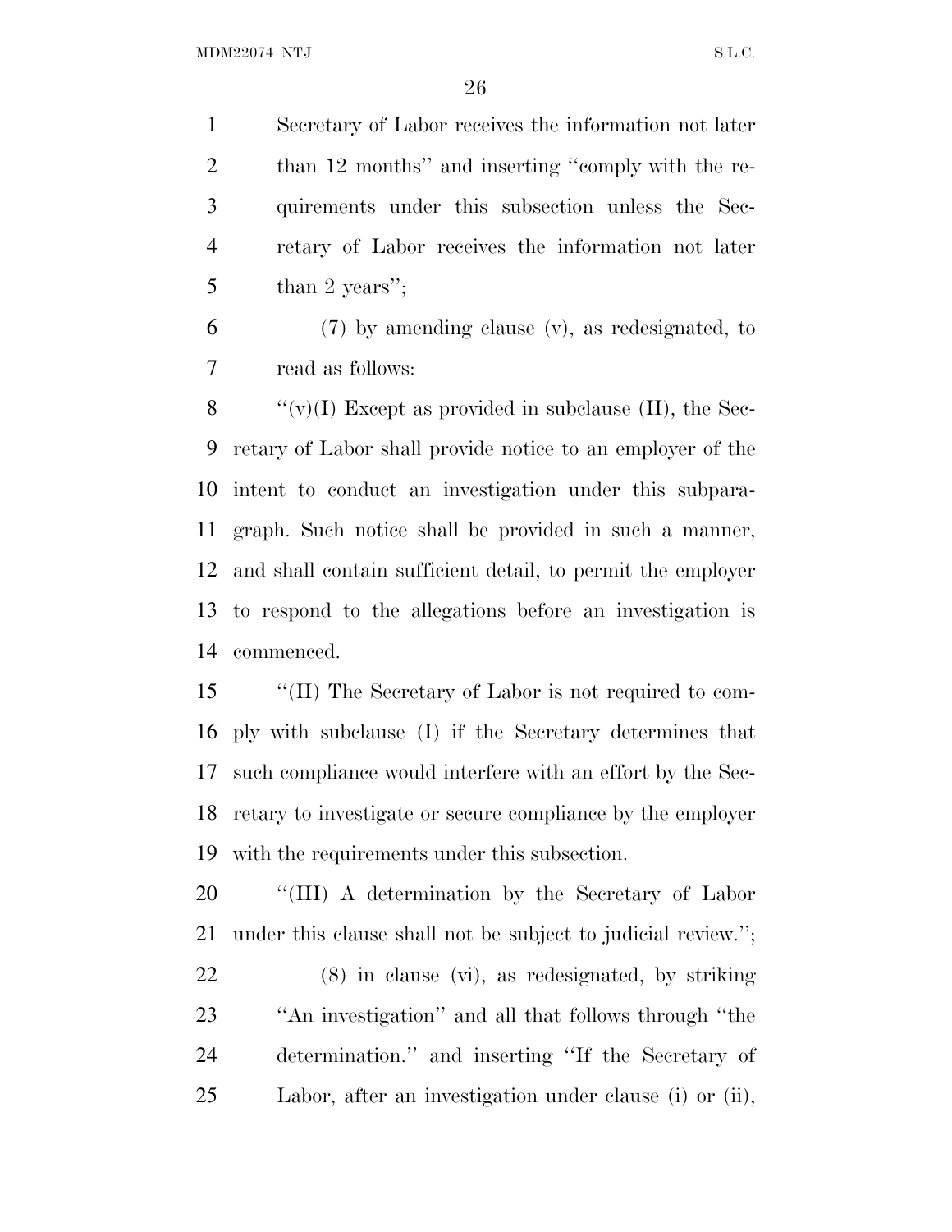Secretary of Labor receives the information not later than 12 months'' and inserting ''comply with the requirements under this subsection unless the Secretary of Labor receives the information not later than 2 years'';

(7) by amending clause (v), as redesignated, to read as follows:

''(v)(I) Except as provided in subclause (II), the Secretary of Labor shall provide notice to an employer of the intent to conduct an investigation under this subparagraph. Such notice shall be provided in such a manner, and shall contain sufficient detail, to permit the employer to respond to the allegations before an investigation is commenced.

''(II) The Secretary of Labor is not required to comply with subclause (I) if the Secretary determines that such compliance would interfere with an effort by the Secretary to investigate or secure compliance by the employer with the requirements under this subsection.

''(III) A determination by the Secretary of Labor under this clause shall not be subject to judicial review.'';

(8) in clause (vi), as redesignated, by striking ''An investigation'' and all that follows through ''the determination.'' and inserting ''If the Secretary of Labor, after an investigation under clause (i) or (ii),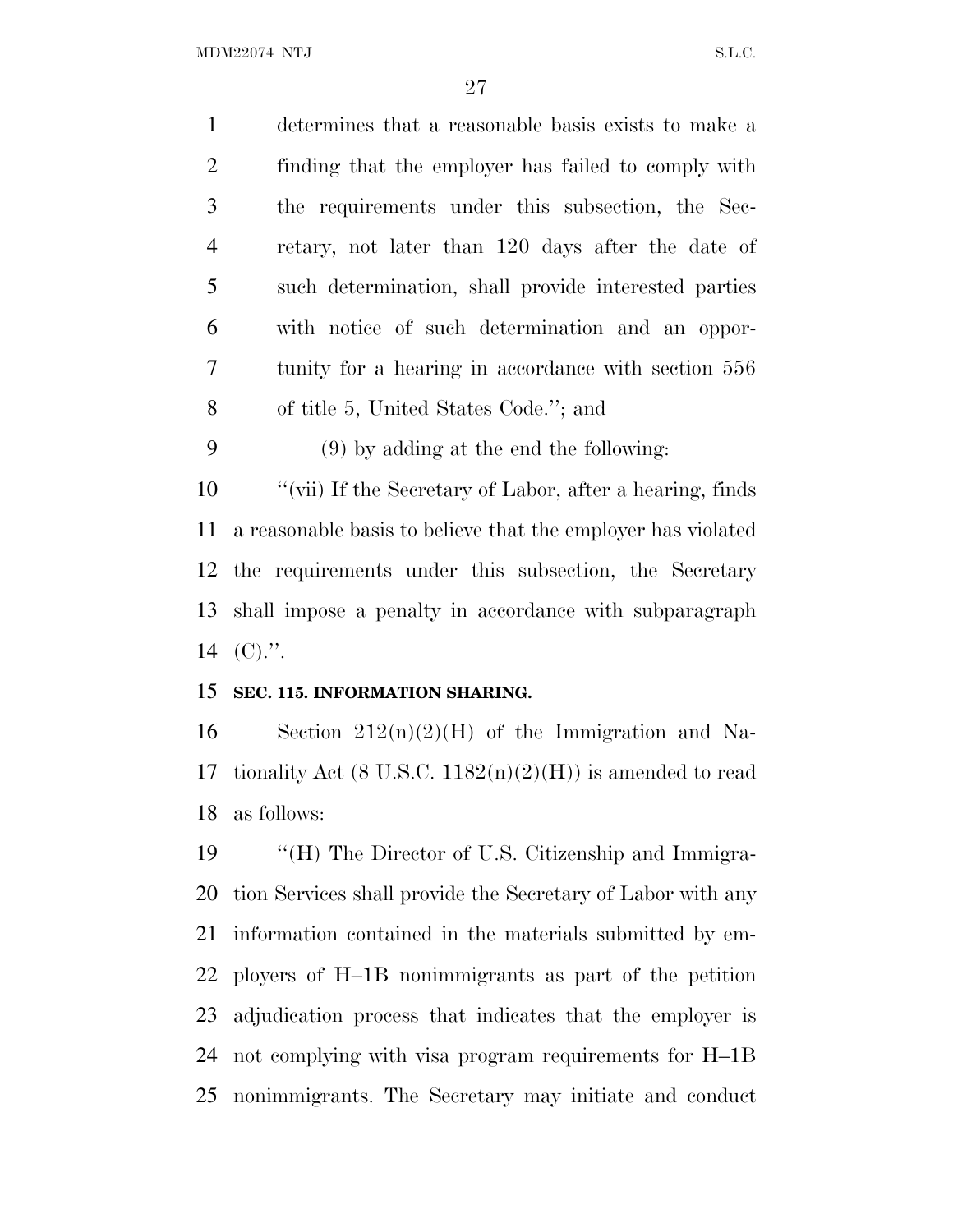determines that a reasonable basis exists to make a finding that the employer has failed to comply with the requirements under this subsection, the Secretary, not later than 120 days after the date of such determination, shall provide interested parties with notice of such determination and an opportunity for a hearing in accordance with section 556 of title 5, United States Code.''; and

(9) by adding at the end the following:

''(vii) If the Secretary of Labor, after a hearing, finds a reasonable basis to believe that the employer has violated the requirements under this subsection, the Secretary shall impose a penalty in accordance with subparagraph (C).''.

**SEC. 115. INFORMATION SHARING.**

Section 212(n)(2)(H) of the Immigration and Nationality Act (8 U.S.C. 1182(n)(2)(H)) is amended to read as follows:

''(H) The Director of U.S. Citizenship and Immigration Services shall provide the Secretary of Labor with any information contained in the materials submitted by employers of H–1B nonimmigrants as part of the petition adjudication process that indicates that the employer is not complying with visa program requirements for H–1B nonimmigrants. The Secretary may initiate and conduct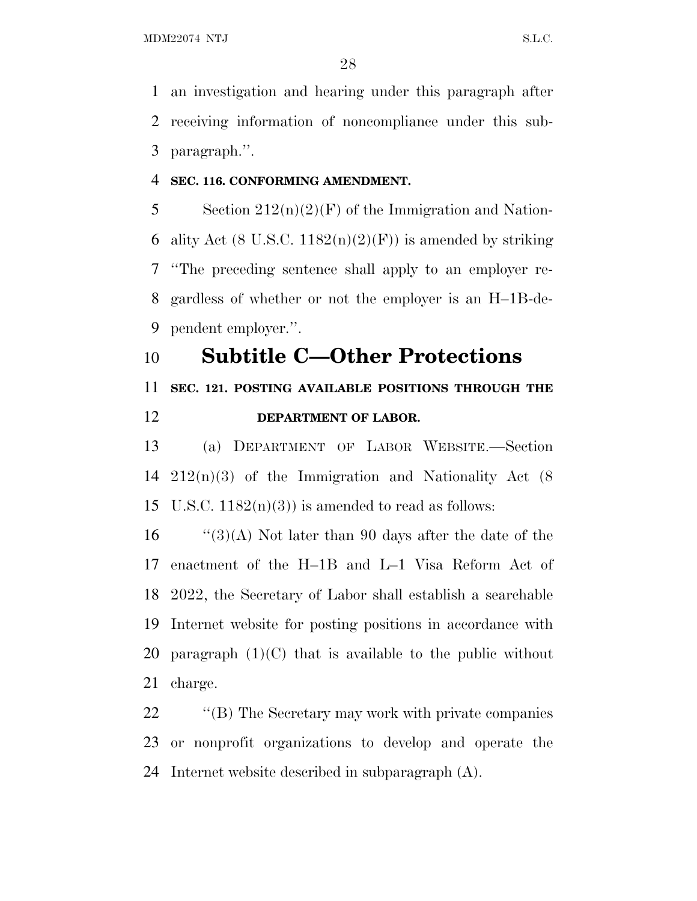an investigation and hearing under this paragraph after receiving information of noncompliance under this subparagraph.''.

**SEC. 116. CONFORMING AMENDMENT.**

Section 212(n)(2)(F) of the Immigration and Nationality Act (8 U.S.C. 1182(n)(2)(F)) is amended by striking ''The preceding sentence shall apply to an employer regardless of whether or not the employer is an H–1B-dependent employer.''.

# Subtitle C—Other Protections

**SEC. 121. POSTING AVAILABLE POSITIONS THROUGH THE DEPARTMENT OF LABOR.**

(a) DEPARTMENT OF LABOR WEBSITE.—Section 212(n)(3) of the Immigration and Nationality Act (8 U.S.C. 1182(n)(3)) is amended to read as follows:

''(3)(A) Not later than 90 days after the date of the enactment of the H–1B and L–1 Visa Reform Act of 2022, the Secretary of Labor shall establish a searchable Internet website for posting positions in accordance with paragraph (1)(C) that is available to the public without charge.

''(B) The Secretary may work with private companies or nonprofit organizations to develop and operate the Internet website described in subparagraph (A).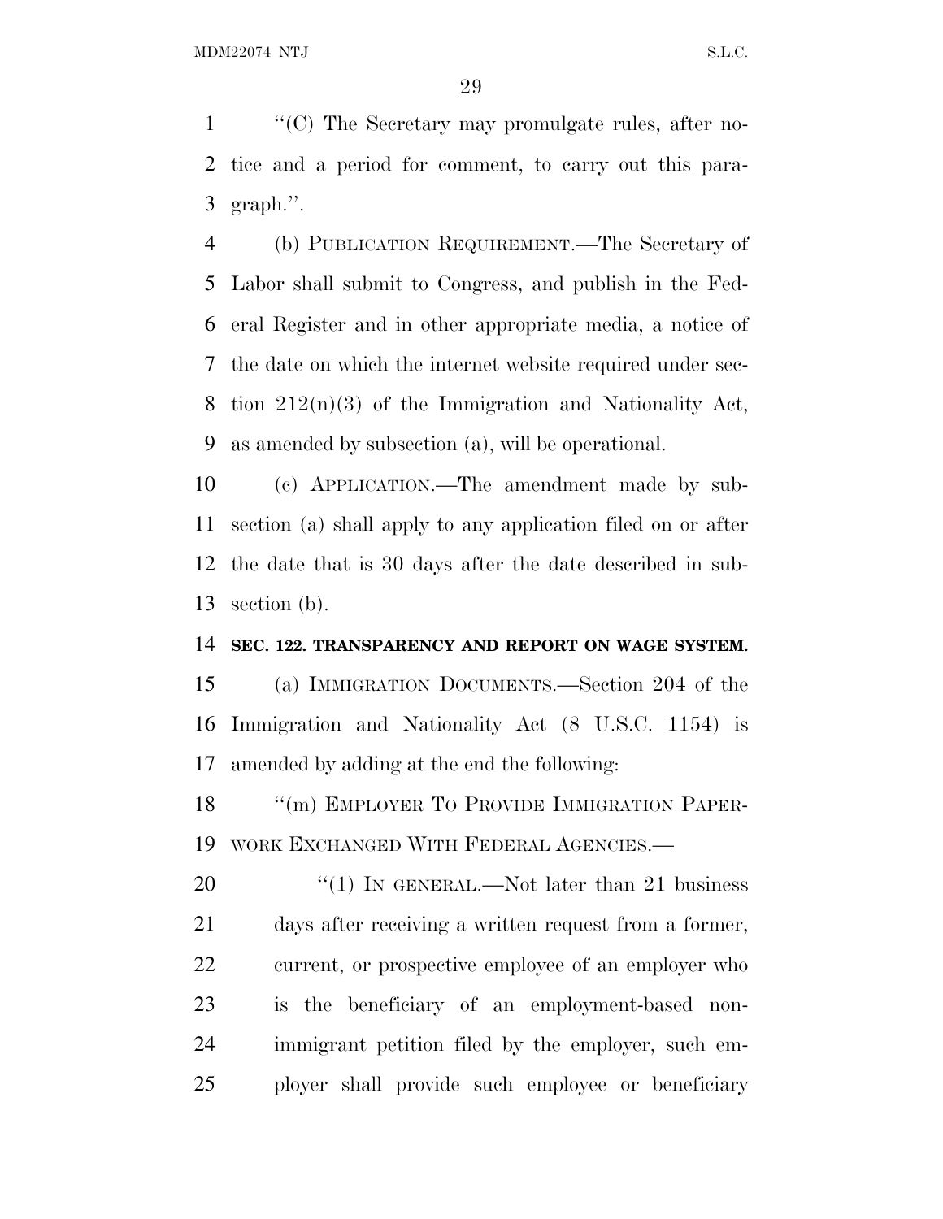"(C) The Secretary may promulgate rules, after notice and a period for comment, to carry out this paragraph.".

(b) PUBLICATION REQUIREMENT.—The Secretary of Labor shall submit to Congress, and publish in the Federal Register and in other appropriate media, a notice of the date on which the internet website required under section 212(n)(3) of the Immigration and Nationality Act, as amended by subsection (a), will be operational.

(c) APPLICATION.—The amendment made by subsection (a) shall apply to any application filed on or after the date that is 30 days after the date described in subsection (b).

**SEC. 122. TRANSPARENCY AND REPORT ON WAGE SYSTEM.**

(a) IMMIGRATION DOCUMENTS.—Section 204 of the Immigration and Nationality Act (8 U.S.C. 1154) is amended by adding at the end the following:

"(m) EMPLOYER TO PROVIDE IMMIGRATION PAPERWORK EXCHANGED WITH FEDERAL AGENCIES.—

"(1) IN GENERAL.—Not later than 21 business days after receiving a written request from a former, current, or prospective employee of an employer who is the beneficiary of an employment-based nonimmigrant petition filed by the employer, such employer shall provide such employee or beneficiary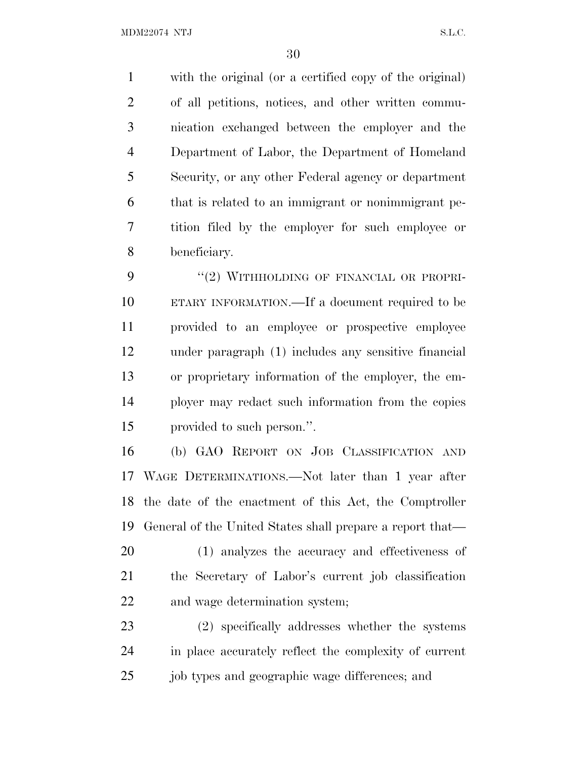with the original (or a certified copy of the original) of all petitions, notices, and other written communication exchanged between the employer and the Department of Labor, the Department of Homeland Security, or any other Federal agency or department that is related to an immigrant or nonimmigrant petition filed by the employer for such employee or beneficiary.

"(2) WITHHOLDING OF FINANCIAL OR PROPRIETARY INFORMATION.—If a document required to be provided to an employee or prospective employee under paragraph (1) includes any sensitive financial or proprietary information of the employer, the employer may redact such information from the copies provided to such person.".

(b) GAO REPORT ON JOB CLASSIFICATION AND WAGE DETERMINATIONS.—Not later than 1 year after the date of the enactment of this Act, the Comptroller General of the United States shall prepare a report that—

(1) analyzes the accuracy and effectiveness of the Secretary of Labor's current job classification and wage determination system;

(2) specifically addresses whether the systems in place accurately reflect the complexity of current job types and geographic wage differences; and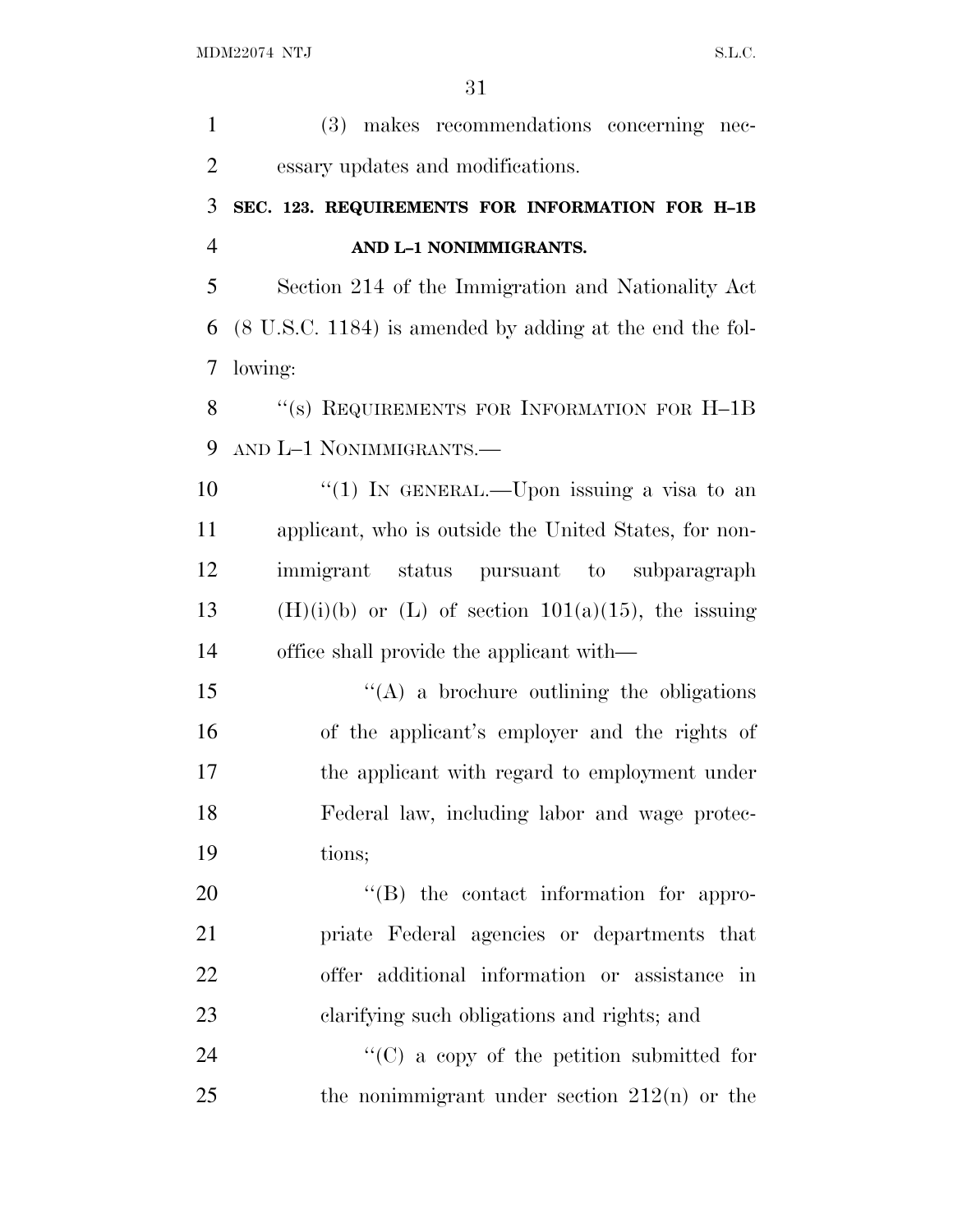(3) makes recommendations concerning necessary updates and modifications.

**SEC. 123. REQUIREMENTS FOR INFORMATION FOR H–1B AND L–1 NONIMMIGRANTS.**

Section 214 of the Immigration and Nationality Act (8 U.S.C. 1184) is amended by adding at the end the following:

"(s) REQUIREMENTS FOR INFORMATION FOR H–1B AND L–1 NONIMMIGRANTS.—

"(1) IN GENERAL.—Upon issuing a visa to an applicant, who is outside the United States, for nonimmigrant status pursuant to subparagraph (H)(i)(b) or (L) of section 101(a)(15), the issuing office shall provide the applicant with—

"(A) a brochure outlining the obligations of the applicant's employer and the rights of the applicant with regard to employment under Federal law, including labor and wage protections;

"(B) the contact information for appropriate Federal agencies or departments that offer additional information or assistance in clarifying such obligations and rights; and

"(C) a copy of the petition submitted for the nonimmigrant under section 212(n) or the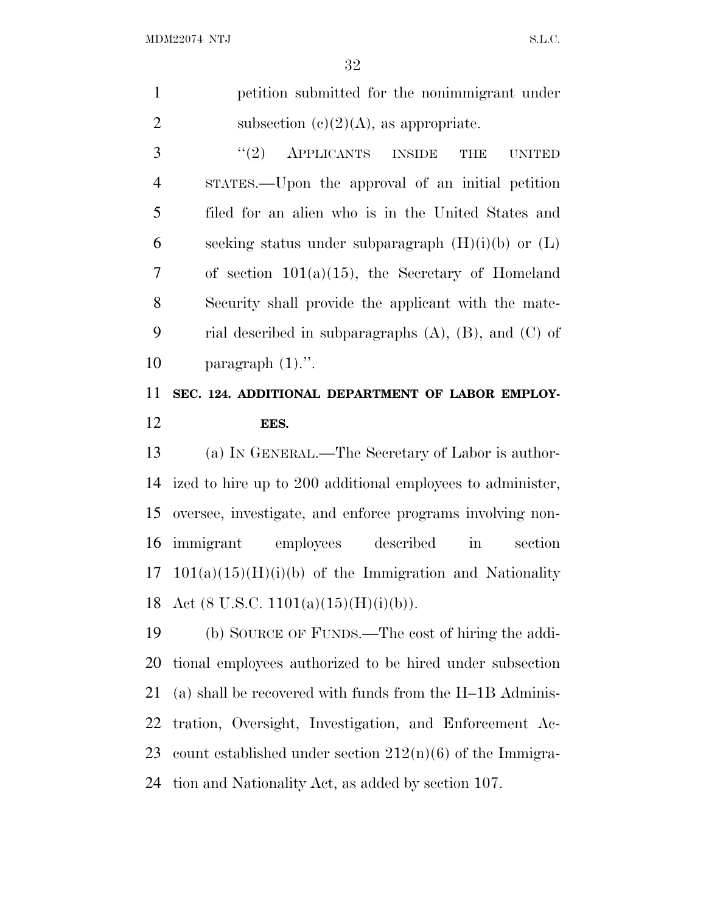petition submitted for the nonimmigrant under subsection (c)(2)(A), as appropriate.

"(2) APPLICANTS INSIDE THE UNITED STATES.—Upon the approval of an initial petition filed for an alien who is in the United States and seeking status under subparagraph (H)(i)(b) or (L) of section 101(a)(15), the Secretary of Homeland Security shall provide the applicant with the material described in subparagraphs (A), (B), and (C) of paragraph (1).".

**SEC. 124. ADDITIONAL DEPARTMENT OF LABOR EMPLOYEES.**

(a) IN GENERAL.—The Secretary of Labor is authorized to hire up to 200 additional employees to administer, oversee, investigate, and enforce programs involving nonimmigrant employees described in section 101(a)(15)(H)(i)(b) of the Immigration and Nationality Act (8 U.S.C. 1101(a)(15)(H)(i)(b)).

(b) SOURCE OF FUNDS.—The cost of hiring the additional employees authorized to be hired under subsection (a) shall be recovered with funds from the H–1B Administration, Oversight, Investigation, and Enforcement Account established under section 212(n)(6) of the Immigration and Nationality Act, as added by section 107.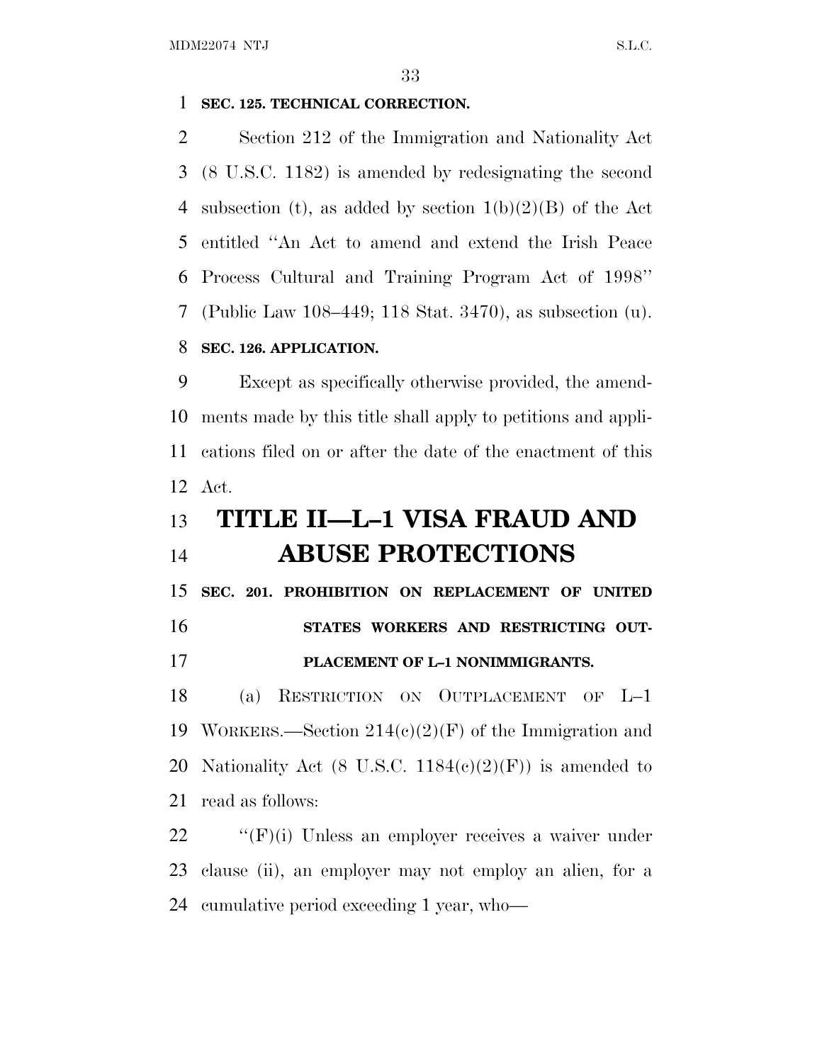**SEC. 125. TECHNICAL CORRECTION.**

Section 212 of the Immigration and Nationality Act (8 U.S.C. 1182) is amended by redesignating the second subsection (t), as added by section 1(b)(2)(B) of the Act entitled ''An Act to amend and extend the Irish Peace Process Cultural and Training Program Act of 1998'' (Public Law 108–449; 118 Stat. 3470), as subsection (u).

**SEC. 126. APPLICATION.**

Except as specifically otherwise provided, the amendments made by this title shall apply to petitions and applications filed on or after the date of the enactment of this Act.

# TITLE II—L–1 VISA FRAUD AND ABUSE PROTECTIONS

**SEC. 201. PROHIBITION ON REPLACEMENT OF UNITED STATES WORKERS AND RESTRICTING OUTPLACEMENT OF L–1 NONIMMIGRANTS.**

(a) RESTRICTION ON OUTPLACEMENT OF L–1 WORKERS.—Section 214(c)(2)(F) of the Immigration and Nationality Act (8 U.S.C. 1184(c)(2)(F)) is amended to read as follows:

''(F)(i) Unless an employer receives a waiver under clause (ii), an employer may not employ an alien, for a cumulative period exceeding 1 year, who—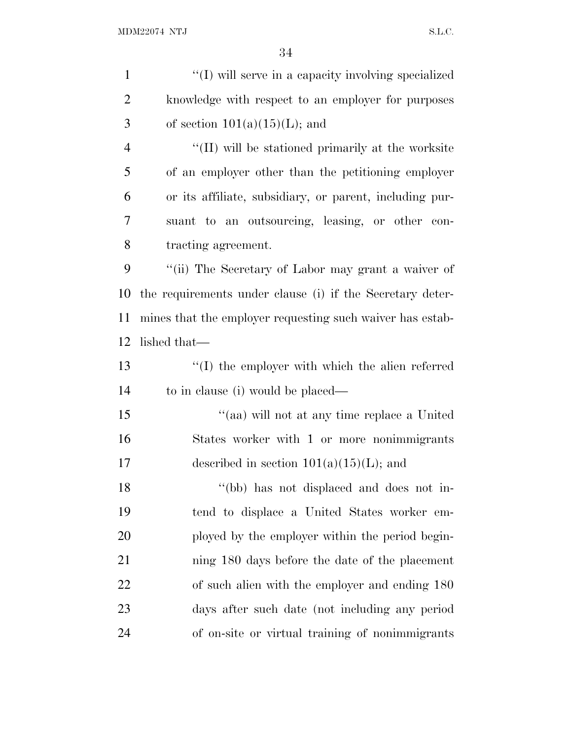''(I) will serve in a capacity involving specialized knowledge with respect to an employer for purposes of section 101(a)(15)(L); and

''(II) will be stationed primarily at the worksite of an employer other than the petitioning employer or its affiliate, subsidiary, or parent, including pursuant to an outsourcing, leasing, or other contracting agreement.

''(ii) The Secretary of Labor may grant a waiver of the requirements under clause (i) if the Secretary determines that the employer requesting such waiver has established that—

''(I) the employer with which the alien referred to in clause (i) would be placed—

''(aa) will not at any time replace a United States worker with 1 or more nonimmigrants described in section 101(a)(15)(L); and

''(bb) has not displaced and does not intend to displace a United States worker employed by the employer within the period beginning 180 days before the date of the placement of such alien with the employer and ending 180 days after such date (not including any period of on-site or virtual training of nonimmigrants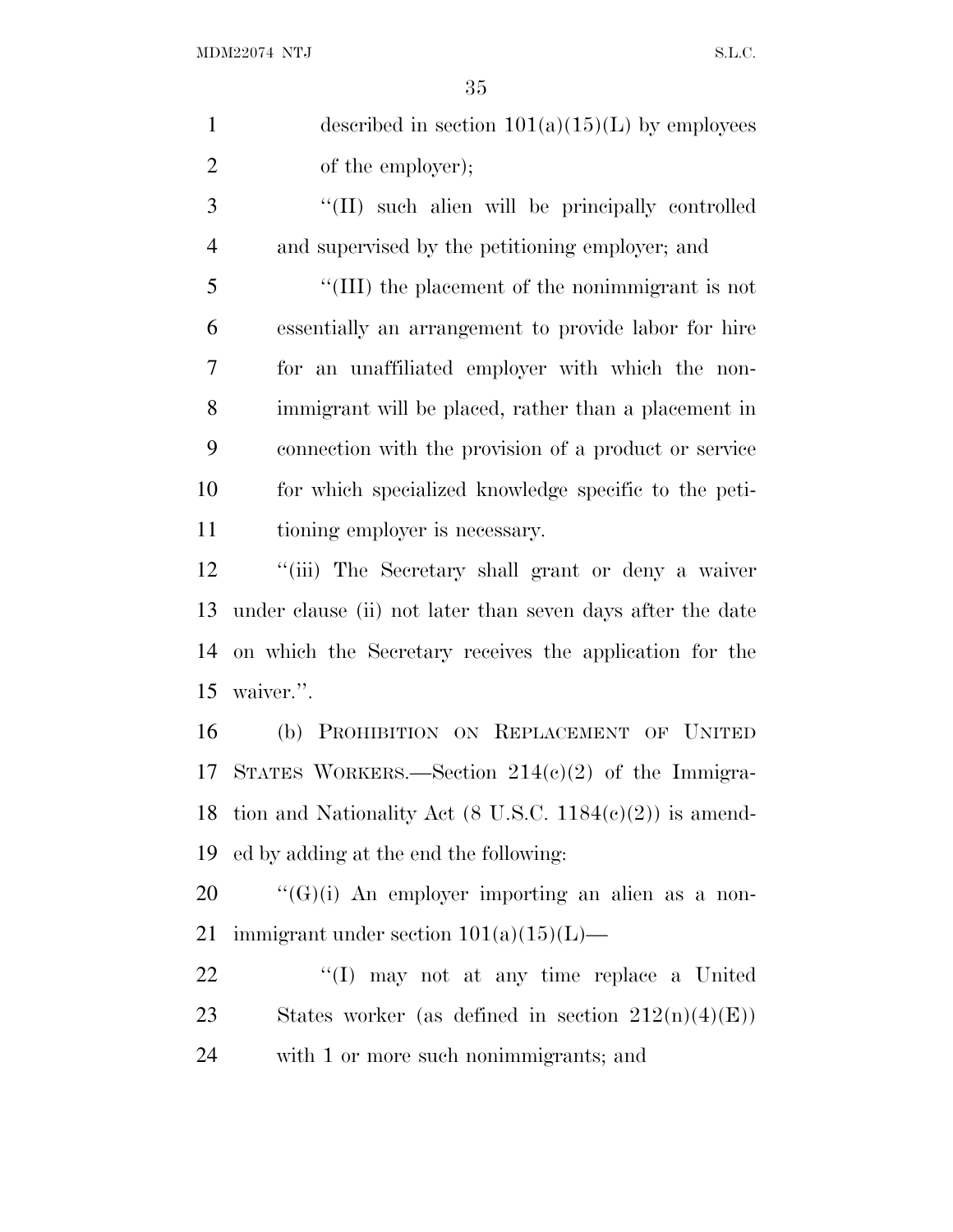described in section 101(a)(15)(L) by employees of the employer);

''(II) such alien will be principally controlled and supervised by the petitioning employer; and

''(III) the placement of the nonimmigrant is not essentially an arrangement to provide labor for hire for an unaffiliated employer with which the nonimmigrant will be placed, rather than a placement in connection with the provision of a product or service for which specialized knowledge specific to the petitioning employer is necessary.

''(iii) The Secretary shall grant or deny a waiver under clause (ii) not later than seven days after the date on which the Secretary receives the application for the waiver.''.

(b) PROHIBITION ON REPLACEMENT OF UNITED STATES WORKERS.—Section 214(c)(2) of the Immigration and Nationality Act (8 U.S.C. 1184(c)(2)) is amended by adding at the end the following:

''(G)(i) An employer importing an alien as a nonimmigrant under section 101(a)(15)(L)—

''(I) may not at any time replace a United States worker (as defined in section 212(n)(4)(E)) with 1 or more such nonimmigrants; and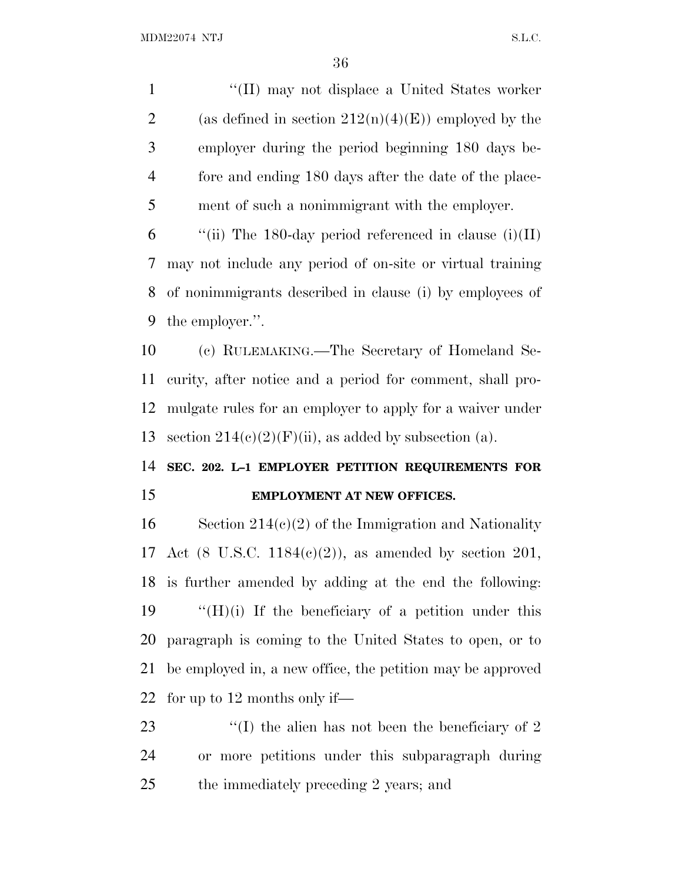"(II) may not displace a United States worker (as defined in section 212(n)(4)(E)) employed by the employer during the period beginning 180 days before and ending 180 days after the date of the placement of such a nonimmigrant with the employer.

"(ii) The 180-day period referenced in clause (i)(II) may not include any period of on-site or virtual training of nonimmigrants described in clause (i) by employees of the employer.".

(c) RULEMAKING.—The Secretary of Homeland Security, after notice and a period for comment, shall promulgate rules for an employer to apply for a waiver under section 214(c)(2)(F)(ii), as added by subsection (a).

**SEC. 202. L–1 EMPLOYER PETITION REQUIREMENTS FOR EMPLOYMENT AT NEW OFFICES.**

Section 214(c)(2) of the Immigration and Nationality Act (8 U.S.C. 1184(c)(2)), as amended by section 201, is further amended by adding at the end the following:

"(H)(i) If the beneficiary of a petition under this paragraph is coming to the United States to open, or to be employed in, a new office, the petition may be approved for up to 12 months only if—

"(I) the alien has not been the beneficiary of 2 or more petitions under this subparagraph during the immediately preceding 2 years; and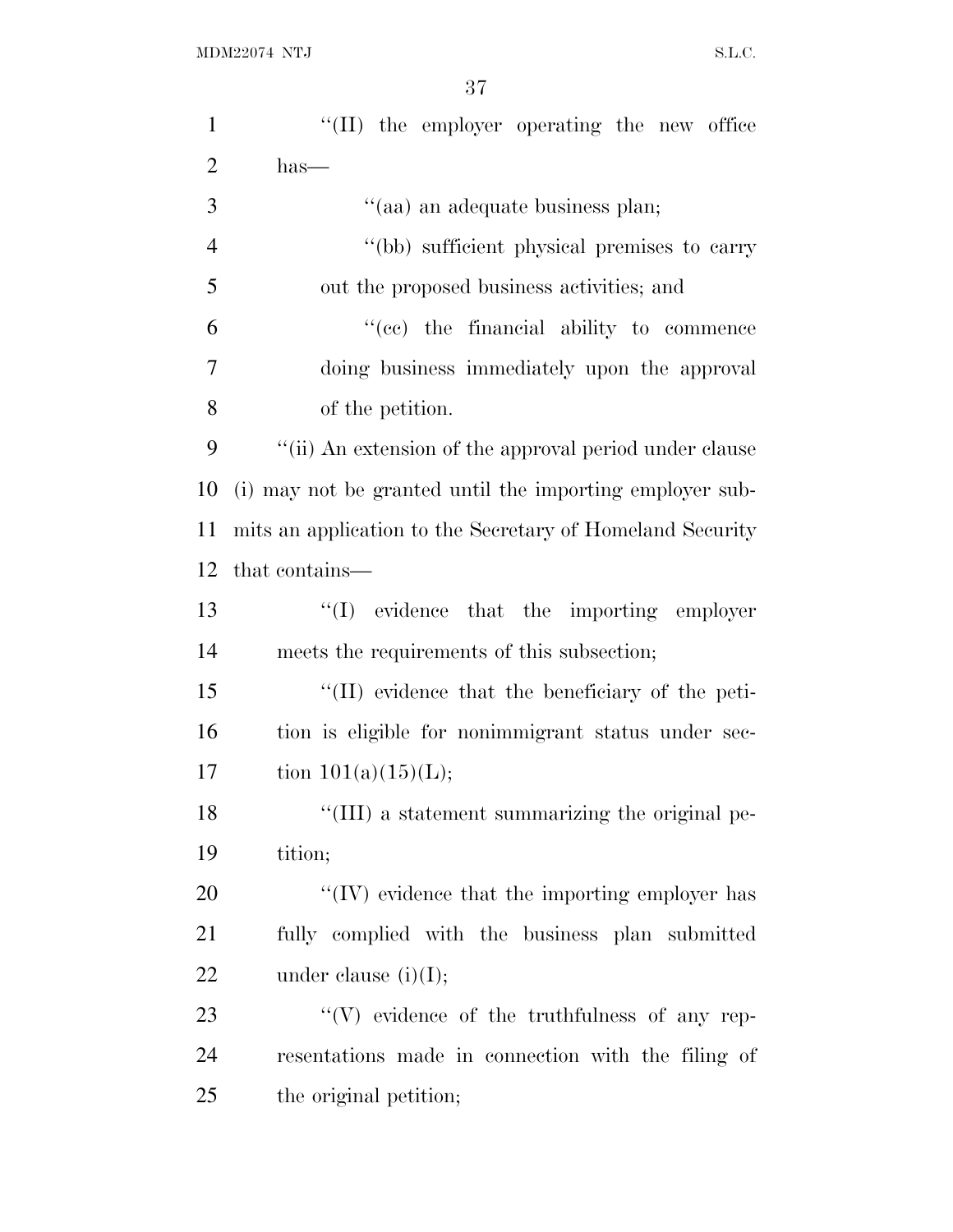''(II) the employer operating the new office has—

''(aa) an adequate business plan;

''(bb) sufficient physical premises to carry out the proposed business activities; and

''(cc) the financial ability to commence doing business immediately upon the approval of the petition.

''(ii) An extension of the approval period under clause (i) may not be granted until the importing employer submits an application to the Secretary of Homeland Security that contains—

''(I) evidence that the importing employer meets the requirements of this subsection;

''(II) evidence that the beneficiary of the petition is eligible for nonimmigrant status under section 101(a)(15)(L);

''(III) a statement summarizing the original petition;

''(IV) evidence that the importing employer has fully complied with the business plan submitted under clause (i)(I);

''(V) evidence of the truthfulness of any representations made in connection with the filing of the original petition;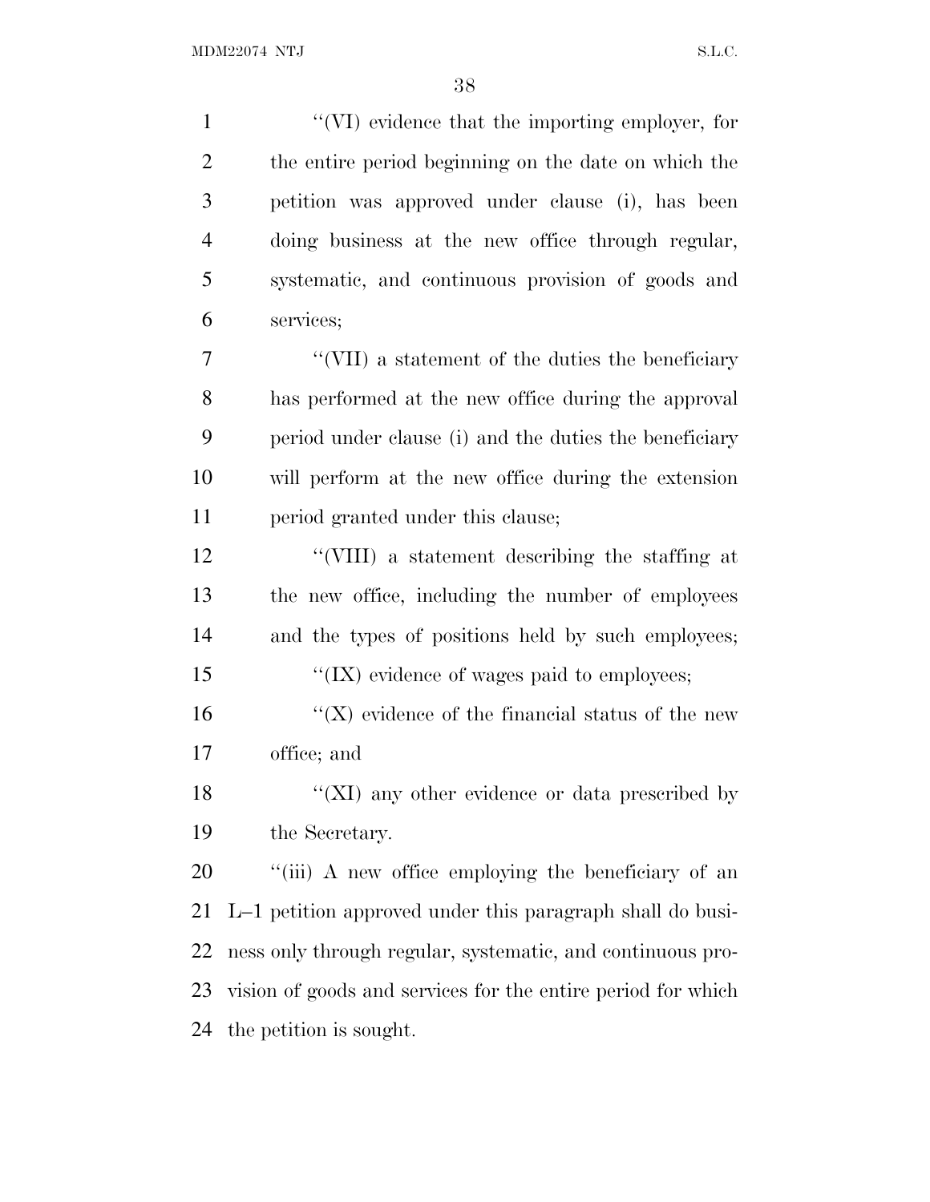''(VI) evidence that the importing employer, for the entire period beginning on the date on which the petition was approved under clause (i), has been doing business at the new office through regular, systematic, and continuous provision of goods and services;

''(VII) a statement of the duties the beneficiary has performed at the new office during the approval period under clause (i) and the duties the beneficiary will perform at the new office during the extension period granted under this clause;

''(VIII) a statement describing the staffing at the new office, including the number of employees and the types of positions held by such employees;

''(IX) evidence of wages paid to employees;

''(X) evidence of the financial status of the new office; and

''(XI) any other evidence or data prescribed by the Secretary.

''(iii) A new office employing the beneficiary of an L–1 petition approved under this paragraph shall do business only through regular, systematic, and continuous provision of goods and services for the entire period for which the petition is sought.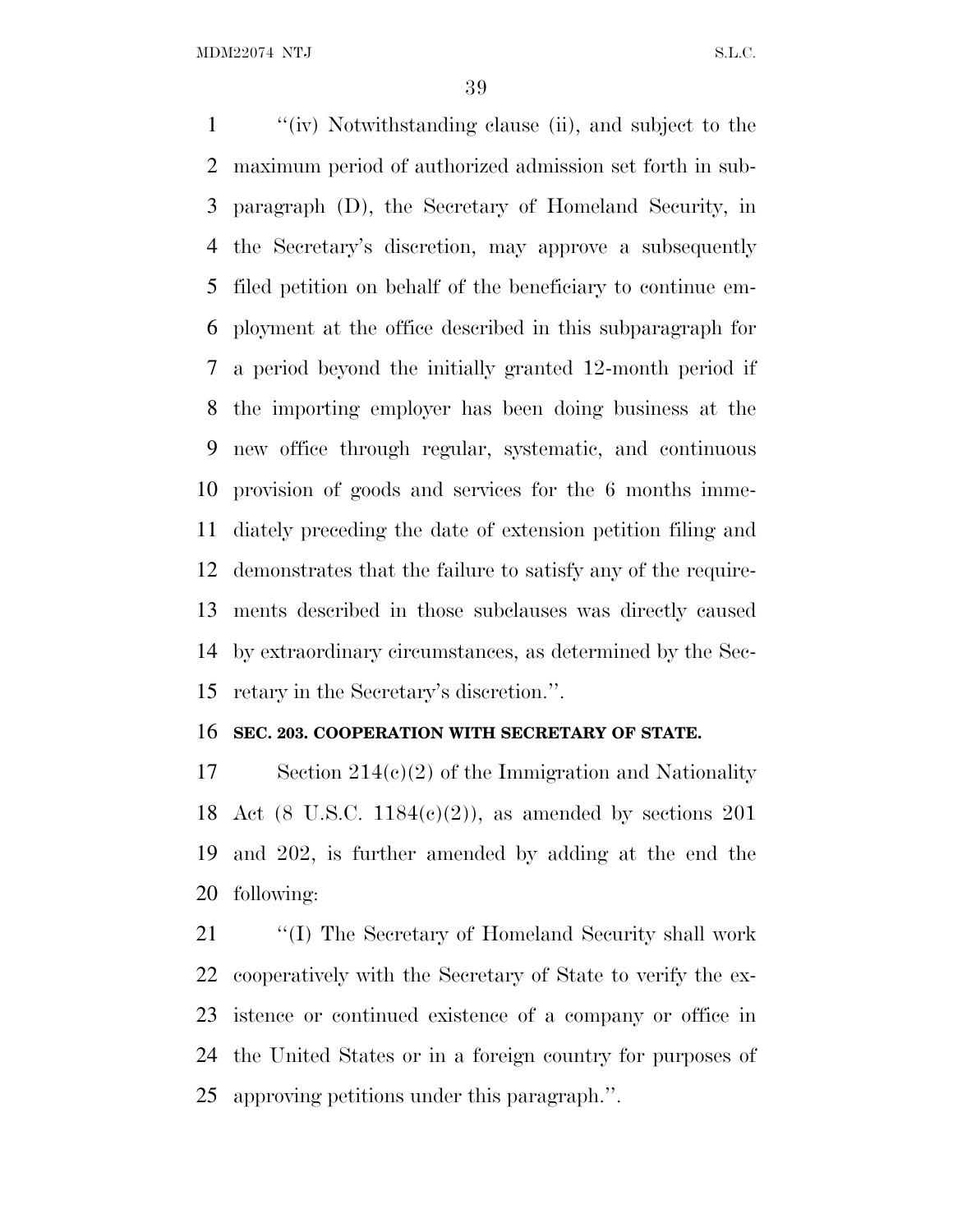"(iv) Notwithstanding clause (ii), and subject to the maximum period of authorized admission set forth in subparagraph (D), the Secretary of Homeland Security, in the Secretary's discretion, may approve a subsequently filed petition on behalf of the beneficiary to continue employment at the office described in this subparagraph for a period beyond the initially granted 12-month period if the importing employer has been doing business at the new office through regular, systematic, and continuous provision of goods and services for the 6 months immediately preceding the date of extension petition filing and demonstrates that the failure to satisfy any of the requirements described in those subclauses was directly caused by extraordinary circumstances, as determined by the Secretary in the Secretary's discretion.".

**SEC. 203. COOPERATION WITH SECRETARY OF STATE.**

Section 214(c)(2) of the Immigration and Nationality Act (8 U.S.C. 1184(c)(2)), as amended by sections 201 and 202, is further amended by adding at the end the following:

"(I) The Secretary of Homeland Security shall work cooperatively with the Secretary of State to verify the existence or continued existence of a company or office in the United States or in a foreign country for purposes of approving petitions under this paragraph.".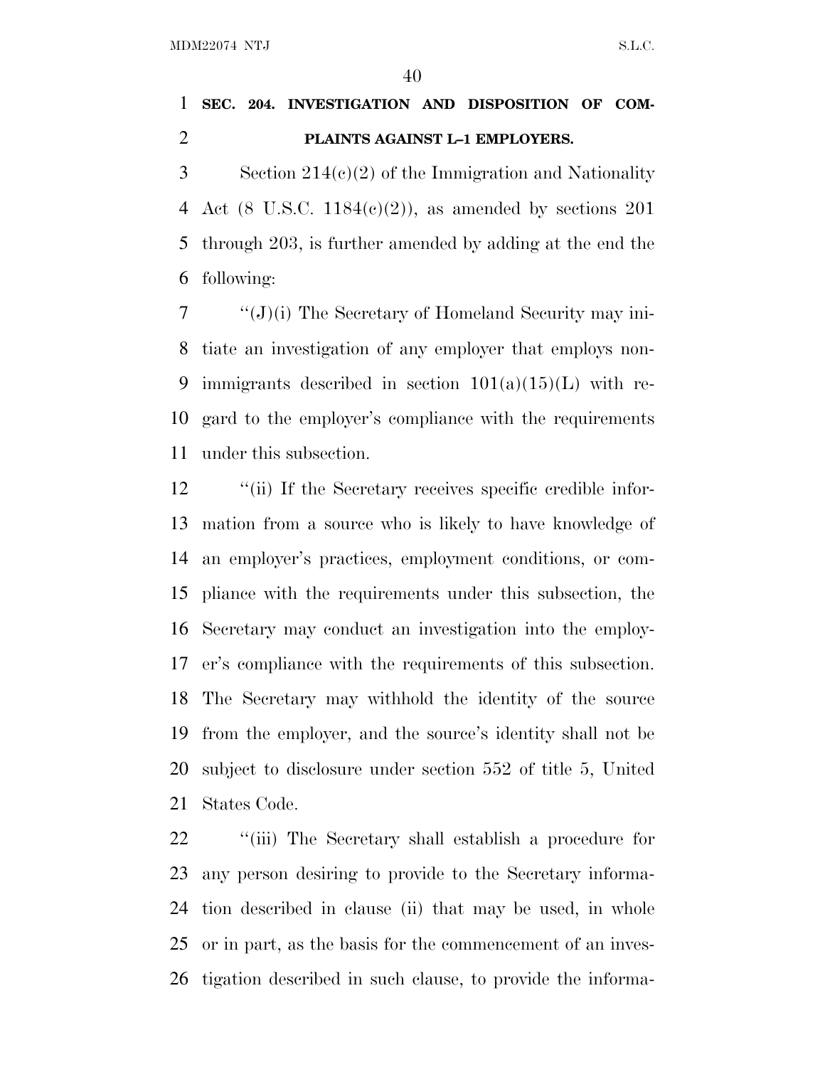## SEC. 204. INVESTIGATION AND DISPOSITION OF COMPLAINTS AGAINST L–1 EMPLOYERS.

Section 214(c)(2) of the Immigration and Nationality Act (8 U.S.C. 1184(c)(2)), as amended by sections 201 through 203, is further amended by adding at the end the following:

"(J)(i) The Secretary of Homeland Security may initiate an investigation of any employer that employs nonimmigrants described in section 101(a)(15)(L) with regard to the employer's compliance with the requirements under this subsection.

"(ii) If the Secretary receives specific credible information from a source who is likely to have knowledge of an employer's practices, employment conditions, or compliance with the requirements under this subsection, the Secretary may conduct an investigation into the employer's compliance with the requirements of this subsection. The Secretary may withhold the identity of the source from the employer, and the source's identity shall not be subject to disclosure under section 552 of title 5, United States Code.

"(iii) The Secretary shall establish a procedure for any person desiring to provide to the Secretary information described in clause (ii) that may be used, in whole or in part, as the basis for the commencement of an investigation described in such clause, to provide the informa-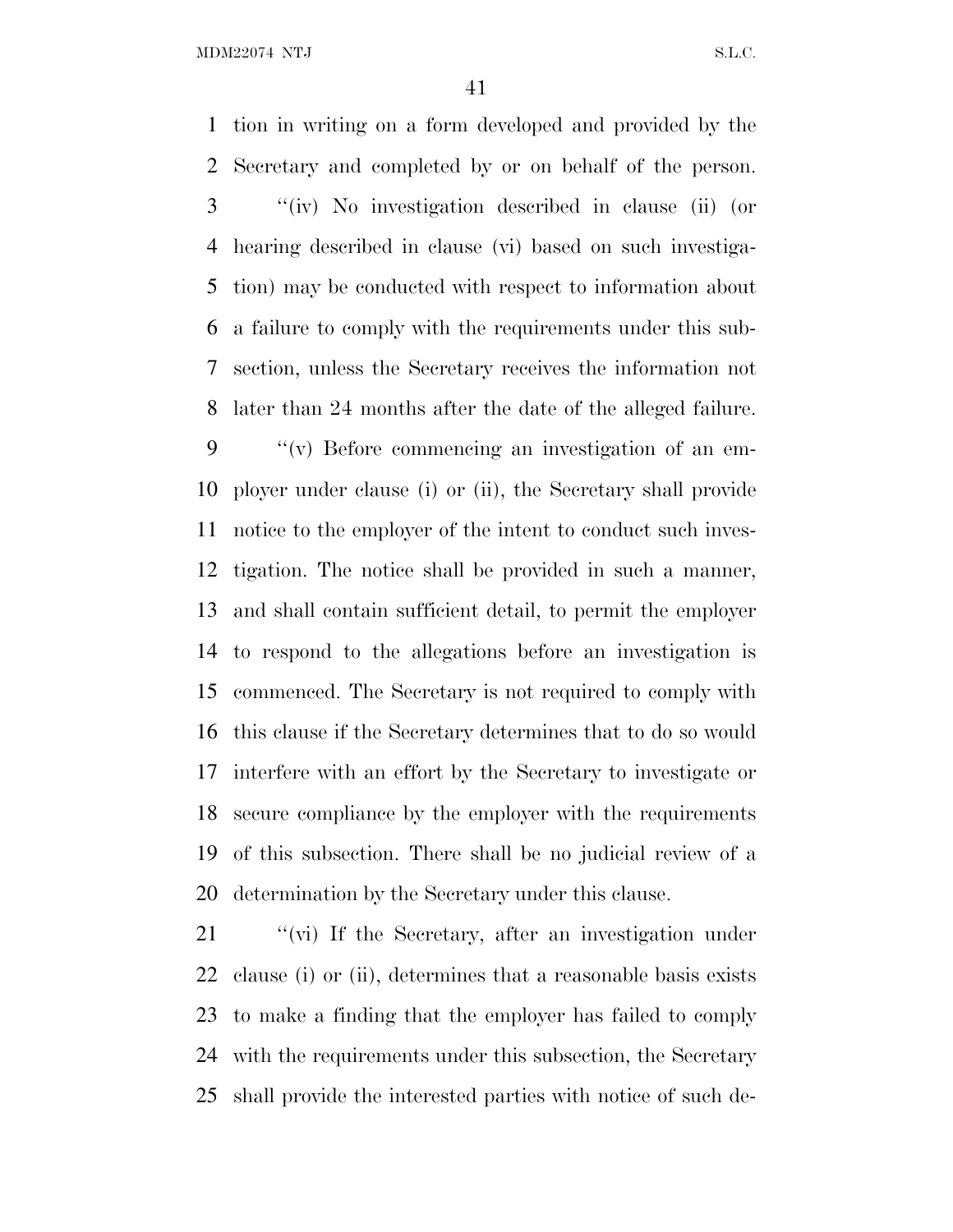tion in writing on a form developed and provided by the Secretary and completed by or on behalf of the person.

''(iv) No investigation described in clause (ii) (or hearing described in clause (vi) based on such investigation) may be conducted with respect to information about a failure to comply with the requirements under this subsection, unless the Secretary receives the information not later than 24 months after the date of the alleged failure.

''(v) Before commencing an investigation of an employer under clause (i) or (ii), the Secretary shall provide notice to the employer of the intent to conduct such investigation. The notice shall be provided in such a manner, and shall contain sufficient detail, to permit the employer to respond to the allegations before an investigation is commenced. The Secretary is not required to comply with this clause if the Secretary determines that to do so would interfere with an effort by the Secretary to investigate or secure compliance by the employer with the requirements of this subsection. There shall be no judicial review of a determination by the Secretary under this clause.

''(vi) If the Secretary, after an investigation under clause (i) or (ii), determines that a reasonable basis exists to make a finding that the employer has failed to comply with the requirements under this subsection, the Secretary shall provide the interested parties with notice of such de-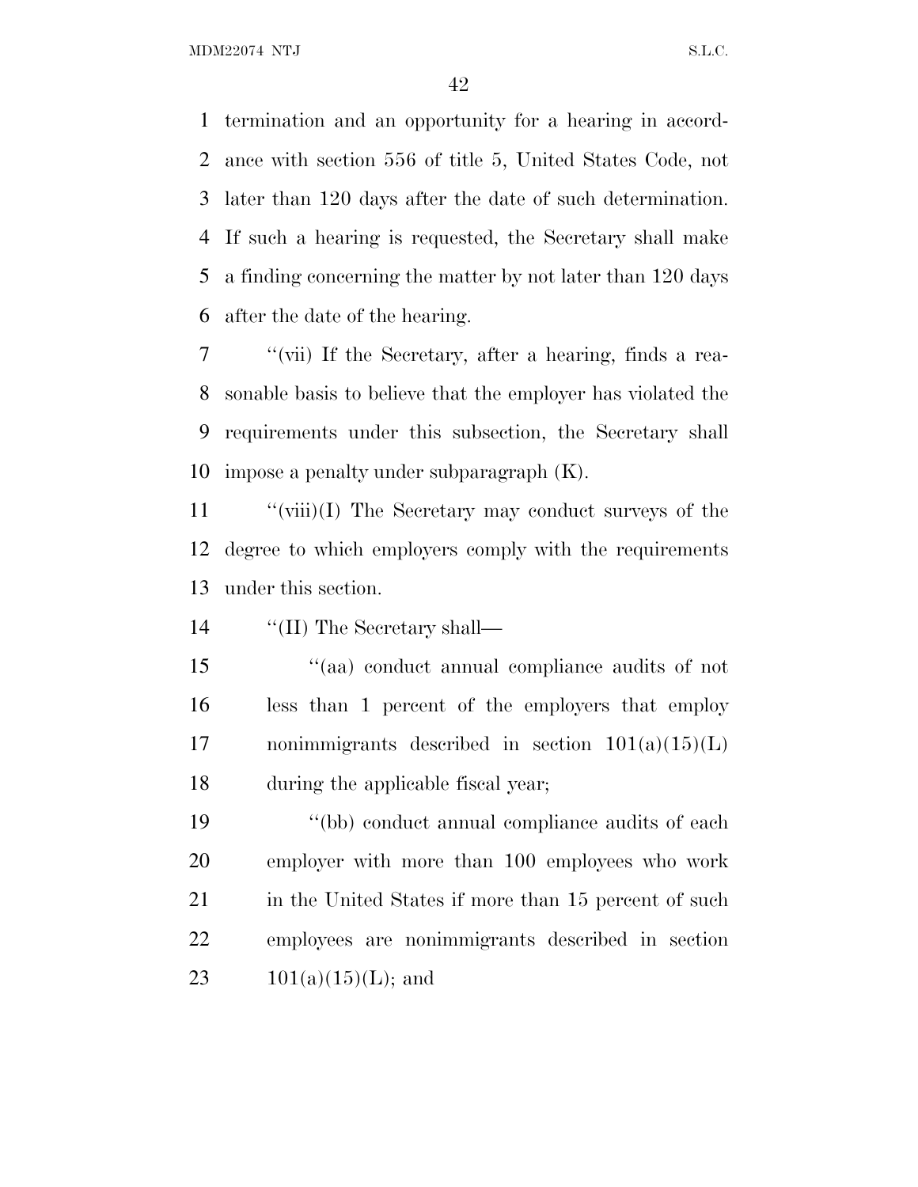termination and an opportunity for a hearing in accordance with section 556 of title 5, United States Code, not later than 120 days after the date of such determination. If such a hearing is requested, the Secretary shall make a finding concerning the matter by not later than 120 days after the date of the hearing.

''(vii) If the Secretary, after a hearing, finds a reasonable basis to believe that the employer has violated the requirements under this subsection, the Secretary shall impose a penalty under subparagraph (K).

''(viii)(I) The Secretary may conduct surveys of the degree to which employers comply with the requirements under this section.

''(II) The Secretary shall—

''(aa) conduct annual compliance audits of not less than 1 percent of the employers that employ nonimmigrants described in section 101(a)(15)(L) during the applicable fiscal year;

''(bb) conduct annual compliance audits of each employer with more than 100 employees who work in the United States if more than 15 percent of such employees are nonimmigrants described in section 101(a)(15)(L); and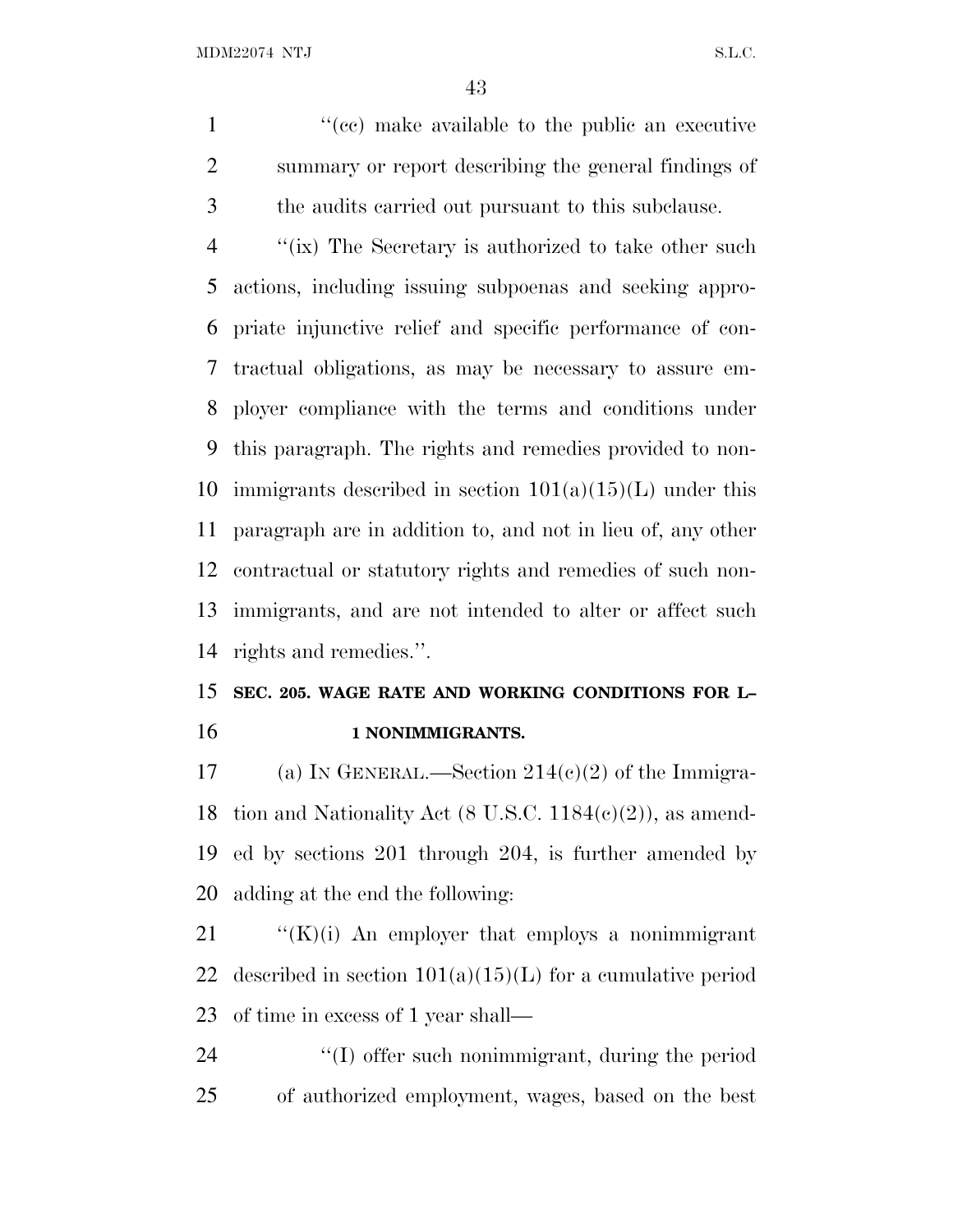''(cc) make available to the public an executive summary or report describing the general findings of the audits carried out pursuant to this subclause.

''(ix) The Secretary is authorized to take other such actions, including issuing subpoenas and seeking appropriate injunctive relief and specific performance of contractual obligations, as may be necessary to assure employer compliance with the terms and conditions under this paragraph. The rights and remedies provided to nonimmigrants described in section 101(a)(15)(L) under this paragraph are in addition to, and not in lieu of, any other contractual or statutory rights and remedies of such nonimmigrants, and are not intended to alter or affect such rights and remedies.''.

**SEC. 205. WAGE RATE AND WORKING CONDITIONS FOR L–1 NONIMMIGRANTS.**

(a) IN GENERAL.—Section 214(c)(2) of the Immigration and Nationality Act (8 U.S.C. 1184(c)(2)), as amended by sections 201 through 204, is further amended by adding at the end the following:

''(K)(i) An employer that employs a nonimmigrant described in section 101(a)(15)(L) for a cumulative period of time in excess of 1 year shall—

''(I) offer such nonimmigrant, during the period of authorized employment, wages, based on the best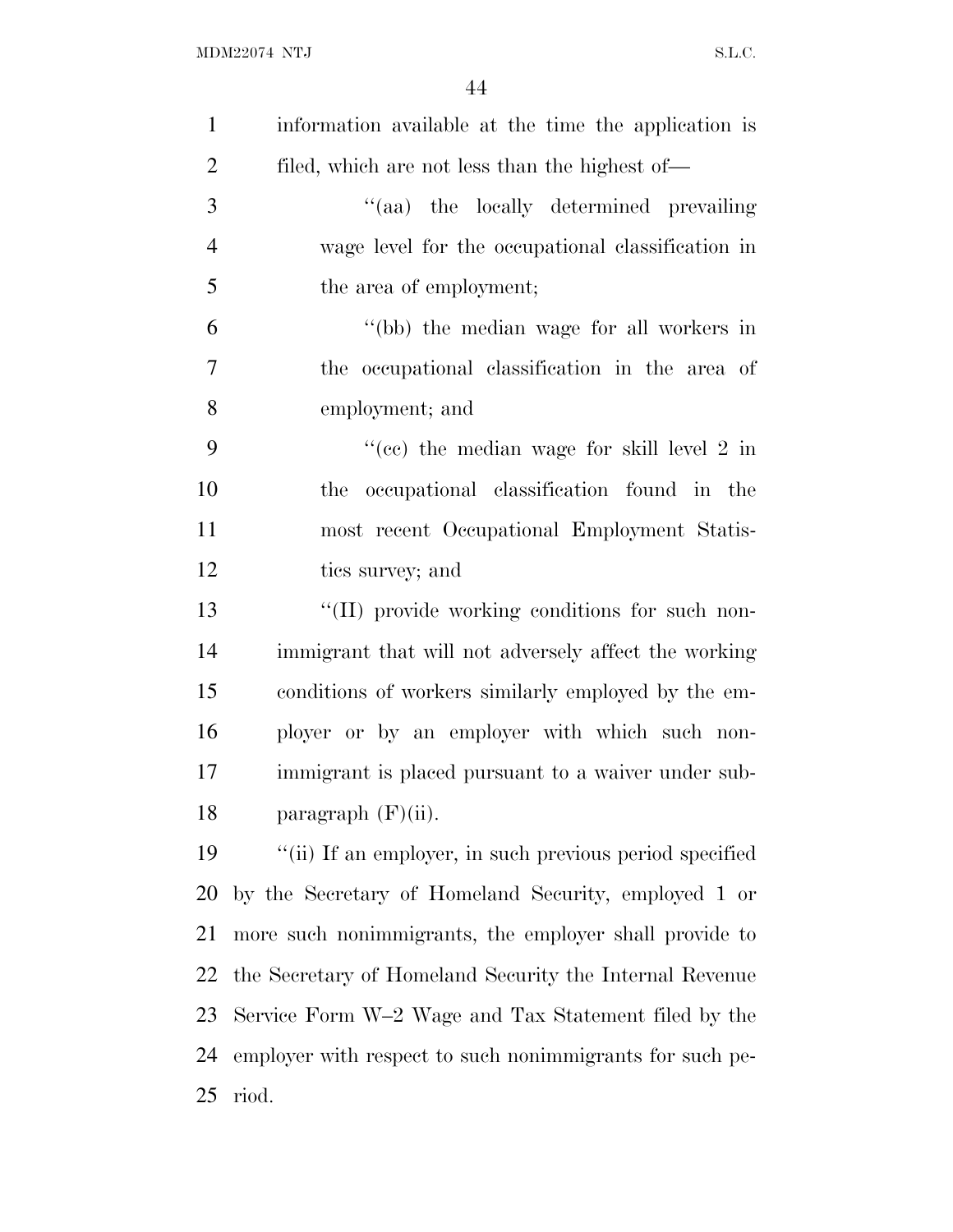information available at the time the application is filed, which are not less than the highest of—

''(aa) the locally determined prevailing wage level for the occupational classification in the area of employment;

''(bb) the median wage for all workers in the occupational classification in the area of employment; and

''(cc) the median wage for skill level 2 in the occupational classification found in the most recent Occupational Employment Statistics survey; and

''(II) provide working conditions for such nonimmigrant that will not adversely affect the working conditions of workers similarly employed by the employer or by an employer with which such nonimmigrant is placed pursuant to a waiver under subparagraph (F)(ii).

''(ii) If an employer, in such previous period specified by the Secretary of Homeland Security, employed 1 or more such nonimmigrants, the employer shall provide to the Secretary of Homeland Security the Internal Revenue Service Form W–2 Wage and Tax Statement filed by the employer with respect to such nonimmigrants for such period.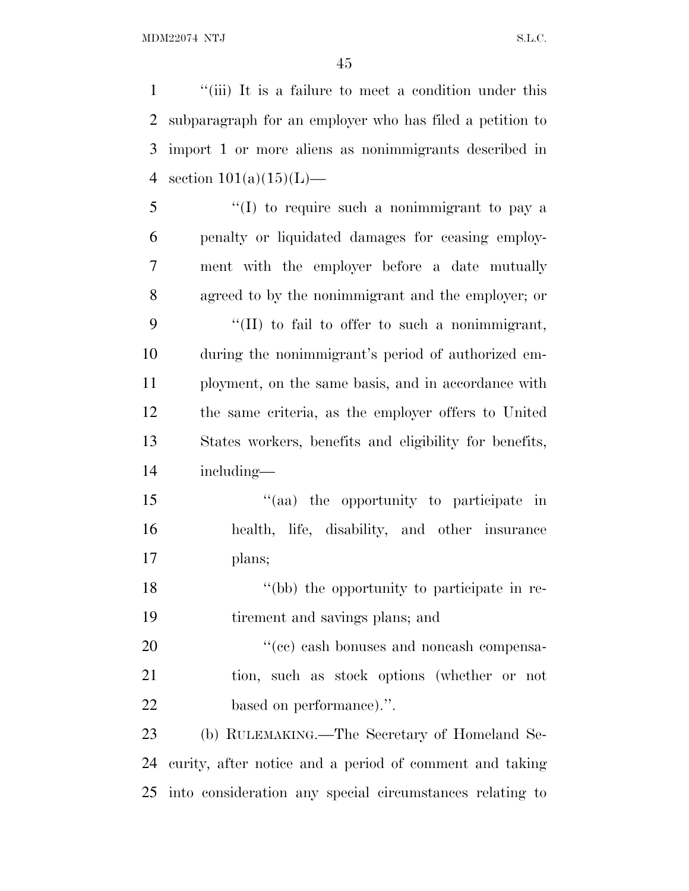"(iii) It is a failure to meet a condition under this subparagraph for an employer who has filed a petition to import 1 or more aliens as nonimmigrants described in section 101(a)(15)(L)—

"(I) to require such a nonimmigrant to pay a penalty or liquidated damages for ceasing employment with the employer before a date mutually agreed to by the nonimmigrant and the employer; or

"(II) to fail to offer to such a nonimmigrant, during the nonimmigrant's period of authorized employment, on the same basis, and in accordance with the same criteria, as the employer offers to United States workers, benefits and eligibility for benefits, including—

"(aa) the opportunity to participate in health, life, disability, and other insurance plans;

"(bb) the opportunity to participate in retirement and savings plans; and

"(cc) cash bonuses and noncash compensation, such as stock options (whether or not based on performance).".

(b) RULEMAKING.—The Secretary of Homeland Security, after notice and a period of comment and taking into consideration any special circumstances relating to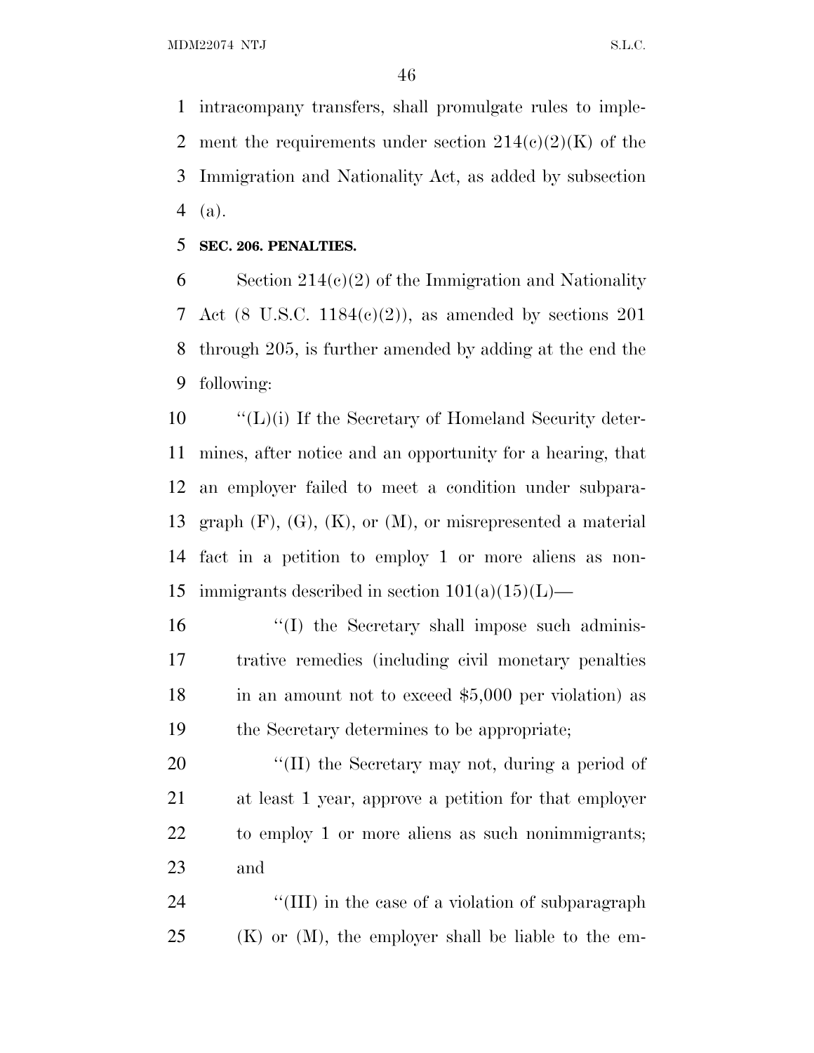intracompany transfers, shall promulgate rules to implement the requirements under section 214(c)(2)(K) of the Immigration and Nationality Act, as added by subsection (a).

**SEC. 206. PENALTIES.**

Section 214(c)(2) of the Immigration and Nationality Act (8 U.S.C. 1184(c)(2)), as amended by sections 201 through 205, is further amended by adding at the end the following:

"(L)(i) If the Secretary of Homeland Security determines, after notice and an opportunity for a hearing, that an employer failed to meet a condition under subparagraph (F), (G), (K), or (M), or misrepresented a material fact in a petition to employ 1 or more aliens as nonimmigrants described in section 101(a)(15)(L)—

"(I) the Secretary shall impose such administrative remedies (including civil monetary penalties in an amount not to exceed $5,000 per violation) as the Secretary determines to be appropriate;

"(II) the Secretary may not, during a period of at least 1 year, approve a petition for that employer to employ 1 or more aliens as such nonimmigrants; and

"(III) in the case of a violation of subparagraph (K) or (M), the employer shall be liable to the em-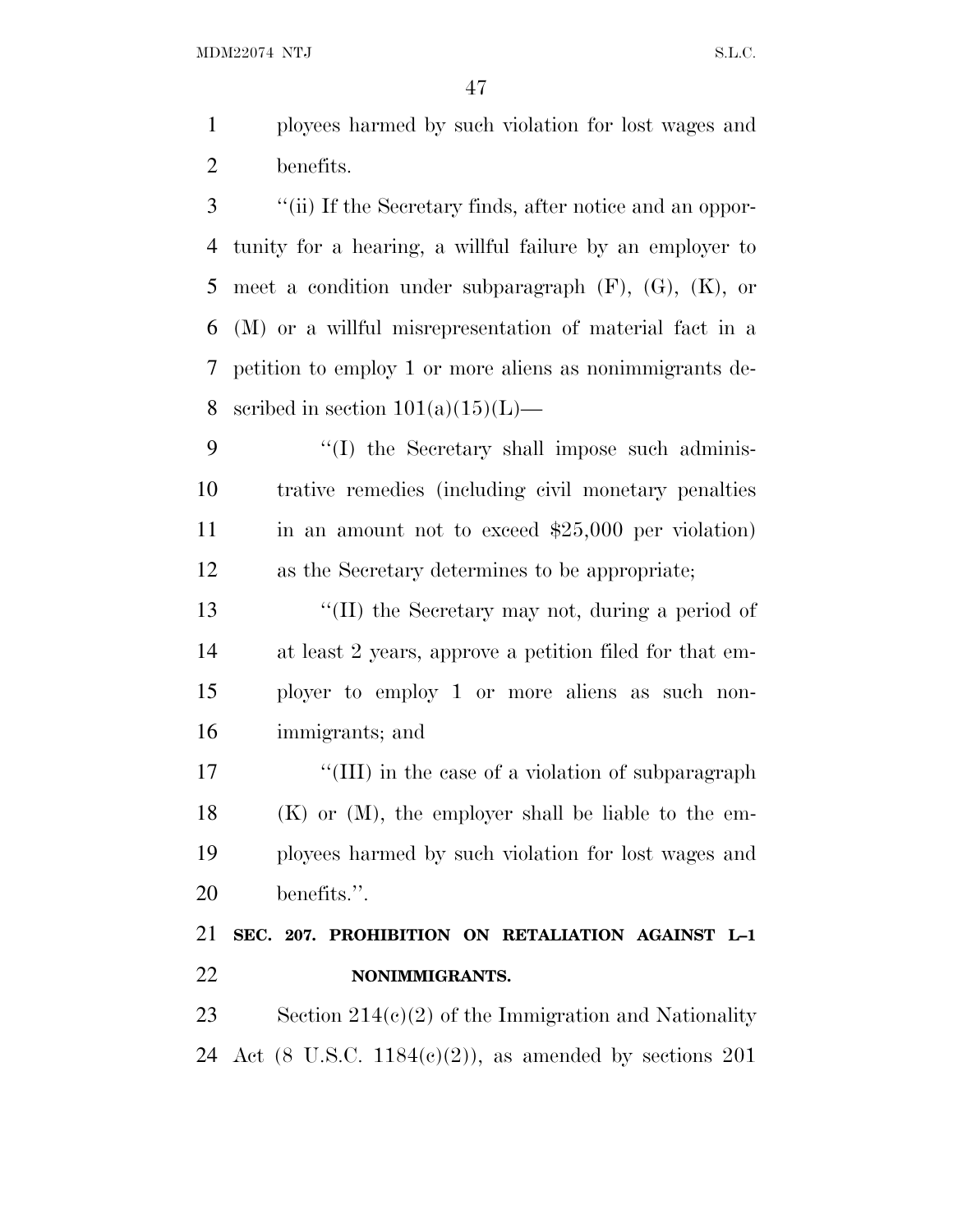ployees harmed by such violation for lost wages and benefits.

"(ii) If the Secretary finds, after notice and an opportunity for a hearing, a willful failure by an employer to meet a condition under subparagraph (F), (G), (K), or (M) or a willful misrepresentation of material fact in a petition to employ 1 or more aliens as nonimmigrants described in section 101(a)(15)(L)—

"(I) the Secretary shall impose such administrative remedies (including civil monetary penalties in an amount not to exceed $25,000 per violation) as the Secretary determines to be appropriate;

"(II) the Secretary may not, during a period of at least 2 years, approve a petition filed for that employer to employ 1 or more aliens as such nonimmigrants; and

"(III) in the case of a violation of subparagraph (K) or (M), the employer shall be liable to the employees harmed by such violation for lost wages and benefits.".

**SEC. 207. PROHIBITION ON RETALIATION AGAINST L–1 NONIMMIGRANTS.**

Section 214(c)(2) of the Immigration and Nationality Act (8 U.S.C. 1184(c)(2)), as amended by sections 201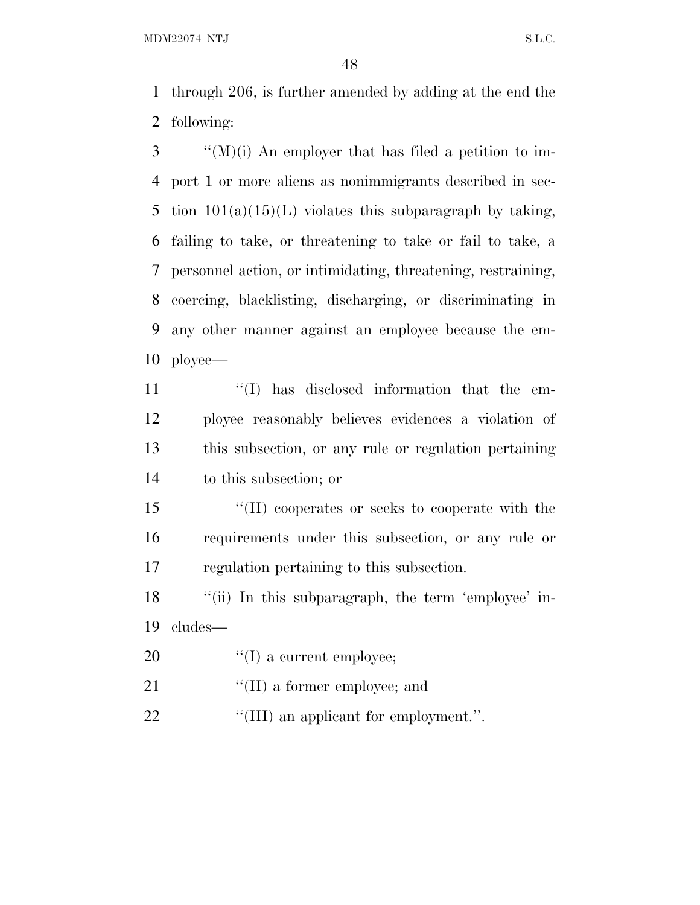through 206, is further amended by adding at the end the following:

"(M)(i) An employer that has filed a petition to import 1 or more aliens as nonimmigrants described in section 101(a)(15)(L) violates this subparagraph by taking, failing to take, or threatening to take or fail to take, a personnel action, or intimidating, threatening, restraining, coercing, blacklisting, discharging, or discriminating in any other manner against an employee because the employee—

"(I) has disclosed information that the employee reasonably believes evidences a violation of this subsection, or any rule or regulation pertaining to this subsection; or

"(II) cooperates or seeks to cooperate with the requirements under this subsection, or any rule or regulation pertaining to this subsection.

"(ii) In this subparagraph, the term 'employee' includes—

"(I) a current employee;

"(II) a former employee; and

"(III) an applicant for employment.".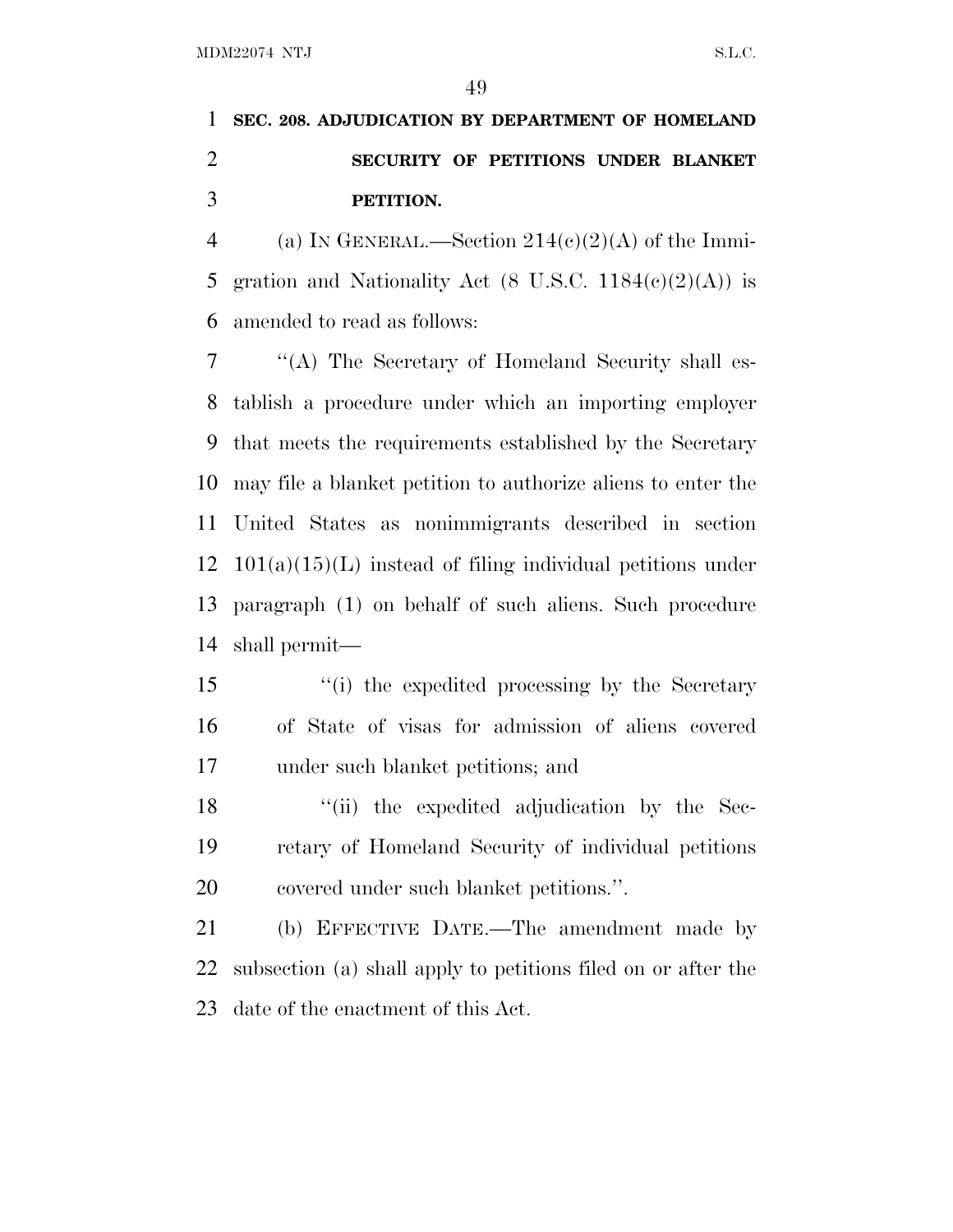**SEC. 208. ADJUDICATION BY DEPARTMENT OF HOMELAND SECURITY OF PETITIONS UNDER BLANKET PETITION.**

(a) IN GENERAL.—Section 214(c)(2)(A) of the Immigration and Nationality Act (8 U.S.C. 1184(c)(2)(A)) is amended to read as follows:

"(A) The Secretary of Homeland Security shall establish a procedure under which an importing employer that meets the requirements established by the Secretary may file a blanket petition to authorize aliens to enter the United States as nonimmigrants described in section 101(a)(15)(L) instead of filing individual petitions under paragraph (1) on behalf of such aliens. Such procedure shall permit—

"(i) the expedited processing by the Secretary of State of visas for admission of aliens covered under such blanket petitions; and

"(ii) the expedited adjudication by the Secretary of Homeland Security of individual petitions covered under such blanket petitions.".

(b) EFFECTIVE DATE.—The amendment made by subsection (a) shall apply to petitions filed on or after the date of the enactment of this Act.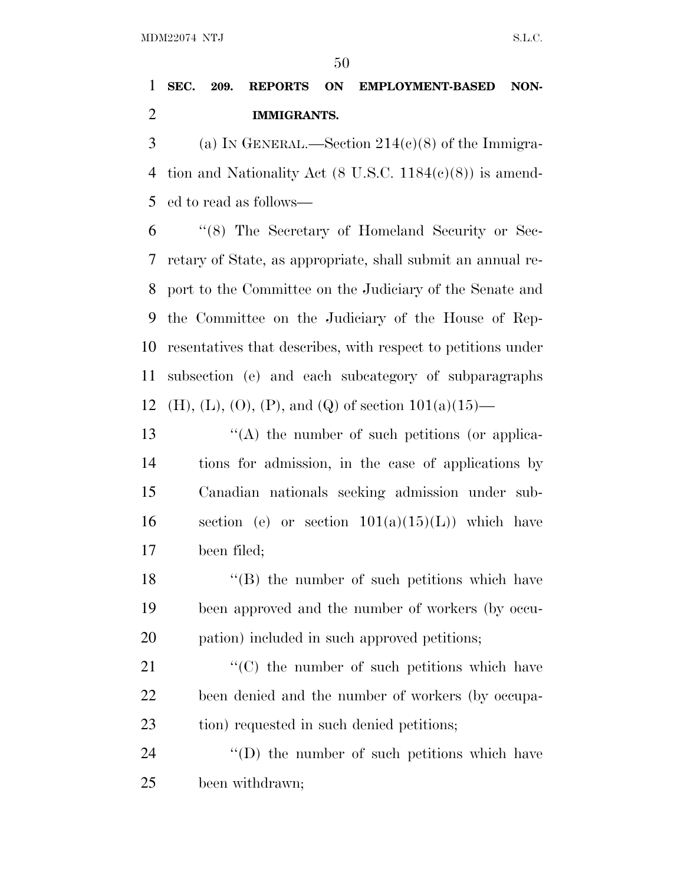**SEC. 209. REPORTS ON EMPLOYMENT-BASED NON-IMMIGRANTS.**

(a) IN GENERAL.—Section 214(c)(8) of the Immigration and Nationality Act (8 U.S.C. 1184(c)(8)) is amended to read as follows—

"(8) The Secretary of Homeland Security or Secretary of State, as appropriate, shall submit an annual report to the Committee on the Judiciary of the Senate and the Committee on the Judiciary of the House of Representatives that describes, with respect to petitions under subsection (e) and each subcategory of subparagraphs (H), (L), (O), (P), and (Q) of section 101(a)(15)—

"(A) the number of such petitions (or applications for admission, in the case of applications by Canadian nationals seeking admission under subsection (e) or section 101(a)(15)(L)) which have been filed;

"(B) the number of such petitions which have been approved and the number of workers (by occupation) included in such approved petitions;

"(C) the number of such petitions which have been denied and the number of workers (by occupation) requested in such denied petitions;

"(D) the number of such petitions which have been withdrawn;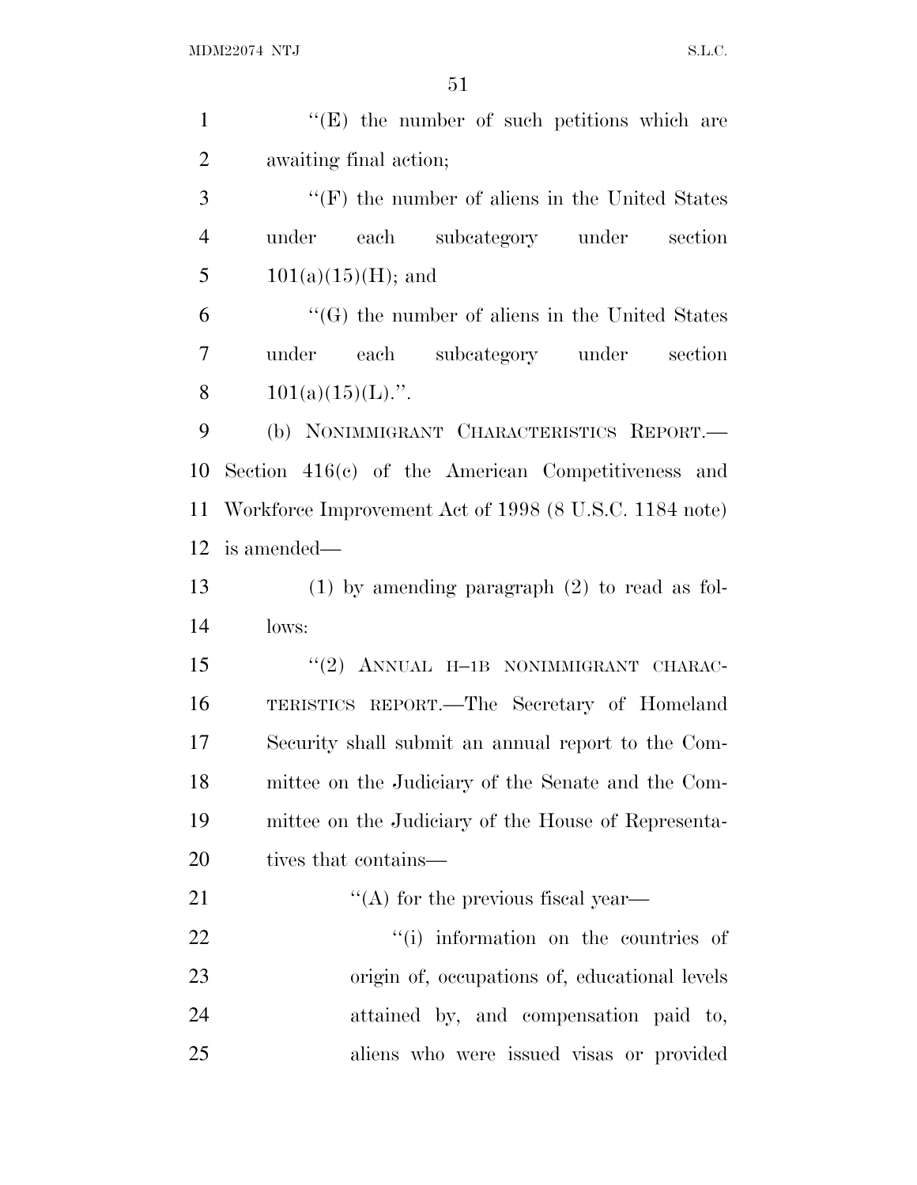''(E) the number of such petitions which are awaiting final action;

''(F) the number of aliens in the United States under each subcategory under section 101(a)(15)(H); and

''(G) the number of aliens in the United States under each subcategory under section 101(a)(15)(L).''.

(b) NONIMMIGRANT CHARACTERISTICS REPORT.—Section 416(c) of the American Competitiveness and Workforce Improvement Act of 1998 (8 U.S.C. 1184 note) is amended—

(1) by amending paragraph (2) to read as follows:

''(2) ANNUAL H–1B NONIMMIGRANT CHARACTERISTICS REPORT.—The Secretary of Homeland Security shall submit an annual report to the Committee on the Judiciary of the Senate and the Committee on the Judiciary of the House of Representatives that contains—

''(A) for the previous fiscal year—

''(i) information on the countries of origin of, occupations of, educational levels attained by, and compensation paid to, aliens who were issued visas or provided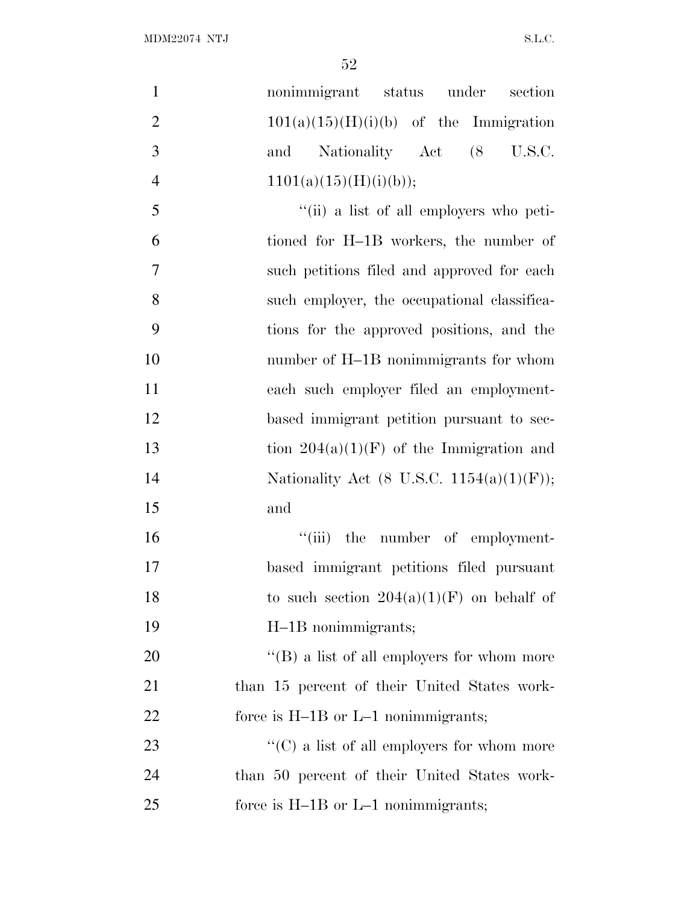nonimmigrant status under section 101(a)(15)(H)(i)(b) of the Immigration and Nationality Act (8 U.S.C. 1101(a)(15)(H)(i)(b));

"(ii) a list of all employers who petitioned for H–1B workers, the number of such petitions filed and approved for each such employer, the occupational classifications for the approved positions, and the number of H–1B nonimmigrants for whom each such employer filed an employment-based immigrant petition pursuant to section 204(a)(1)(F) of the Immigration and Nationality Act (8 U.S.C. 1154(a)(1)(F)); and

"(iii) the number of employment-based immigrant petitions filed pursuant to such section 204(a)(1)(F) on behalf of H–1B nonimmigrants;

"(B) a list of all employers for whom more than 15 percent of their United States workforce is H–1B or L–1 nonimmigrants;

"(C) a list of all employers for whom more than 50 percent of their United States workforce is H–1B or L–1 nonimmigrants;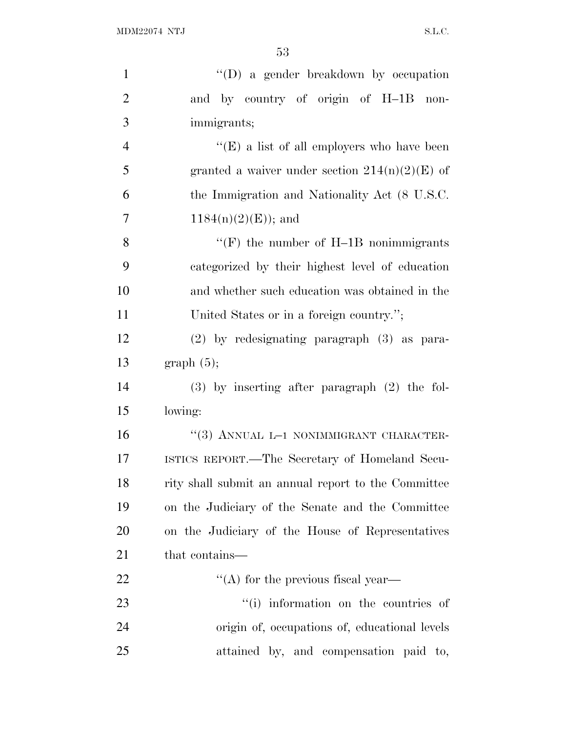"(D) a gender breakdown by occupation and by country of origin of H–1B nonimmigrants;

"(E) a list of all employers who have been granted a waiver under section 214(n)(2)(E) of the Immigration and Nationality Act (8 U.S.C. 1184(n)(2)(E)); and

"(F) the number of H–1B nonimmigrants categorized by their highest level of education and whether such education was obtained in the United States or in a foreign country.";

(2) by redesignating paragraph (3) as paragraph (5);

(3) by inserting after paragraph (2) the following:

"(3) ANNUAL L–1 NONIMMIGRANT CHARACTERISTICS REPORT.—The Secretary of Homeland Security shall submit an annual report to the Committee on the Judiciary of the Senate and the Committee on the Judiciary of the House of Representatives that contains—

"(A) for the previous fiscal year—

"(i) information on the countries of origin of, occupations of, educational levels attained by, and compensation paid to,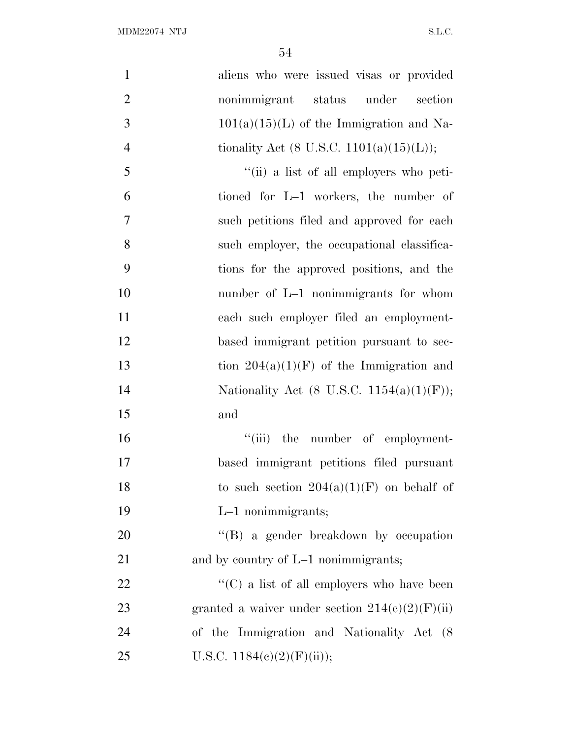aliens who were issued visas or provided nonimmigrant status under section 101(a)(15)(L) of the Immigration and Nationality Act (8 U.S.C. 1101(a)(15)(L));

"(ii) a list of all employers who petitioned for L–1 workers, the number of such petitions filed and approved for each such employer, the occupational classifications for the approved positions, and the number of L–1 nonimmigrants for whom each such employer filed an employment-based immigrant petition pursuant to section 204(a)(1)(F) of the Immigration and Nationality Act (8 U.S.C. 1154(a)(1)(F)); and

"(iii) the number of employment-based immigrant petitions filed pursuant to such section 204(a)(1)(F) on behalf of L–1 nonimmigrants;

"(B) a gender breakdown by occupation and by country of L–1 nonimmigrants;

"(C) a list of all employers who have been granted a waiver under section 214(c)(2)(F)(ii) of the Immigration and Nationality Act (8 U.S.C. 1184(c)(2)(F)(ii));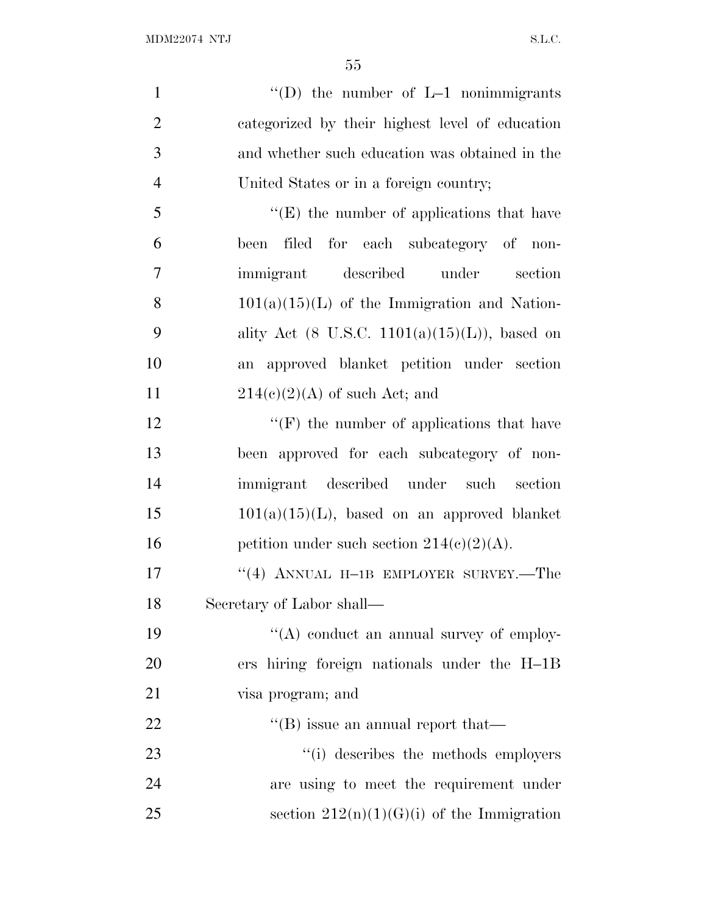''(D) the number of L–1 nonimmigrants categorized by their highest level of education and whether such education was obtained in the United States or in a foreign country;

''(E) the number of applications that have been filed for each subcategory of nonimmigrant described under section 101(a)(15)(L) of the Immigration and Nationality Act (8 U.S.C. 1101(a)(15)(L)), based on an approved blanket petition under section 214(c)(2)(A) of such Act; and

''(F) the number of applications that have been approved for each subcategory of nonimmigrant described under such section 101(a)(15)(L), based on an approved blanket petition under such section 214(c)(2)(A).

''(4) ANNUAL H–1B EMPLOYER SURVEY.—The Secretary of Labor shall—

''(A) conduct an annual survey of employers hiring foreign nationals under the H–1B visa program; and

''(B) issue an annual report that—

''(i) describes the methods employers are using to meet the requirement under section 212(n)(1)(G)(i) of the Immigration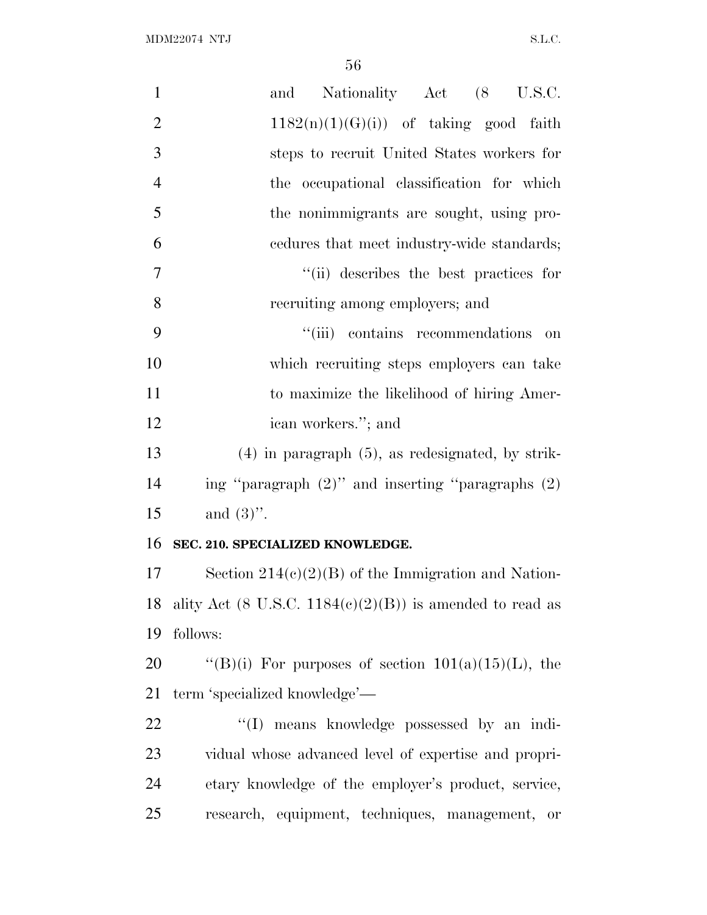and Nationality Act (8 U.S.C. 1182(n)(1)(G)(i)) of taking good faith steps to recruit United States workers for the occupational classification for which the nonimmigrants are sought, using procedures that meet industry-wide standards;

"(ii) describes the best practices for recruiting among employers; and

"(iii) contains recommendations on which recruiting steps employers can take to maximize the likelihood of hiring American workers."; and

(4) in paragraph (5), as redesignated, by striking "paragraph (2)" and inserting "paragraphs (2) and (3)".

**SEC. 210. SPECIALIZED KNOWLEDGE.**

Section 214(c)(2)(B) of the Immigration and Nationality Act (8 U.S.C. 1184(c)(2)(B)) is amended to read as follows:

"(B)(i) For purposes of section 101(a)(15)(L), the term 'specialized knowledge'—

"(I) means knowledge possessed by an individual whose advanced level of expertise and proprietary knowledge of the employer's product, service, research, equipment, techniques, management, or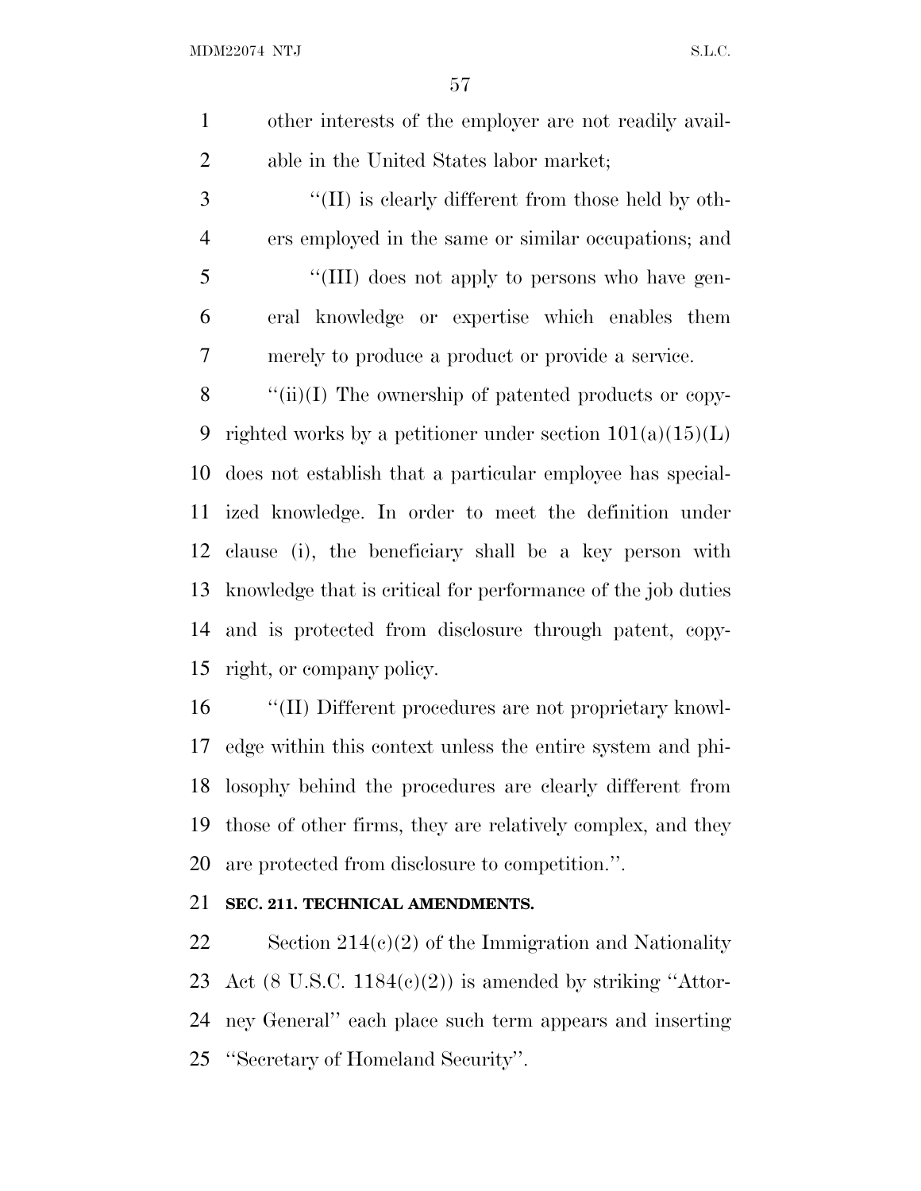other interests of the employer are not readily available in the United States labor market;

''(II) is clearly different from those held by others employed in the same or similar occupations; and

''(III) does not apply to persons who have general knowledge or expertise which enables them merely to produce a product or provide a service.

''(ii)(I) The ownership of patented products or copyrighted works by a petitioner under section 101(a)(15)(L) does not establish that a particular employee has specialized knowledge. In order to meet the definition under clause (i), the beneficiary shall be a key person with knowledge that is critical for performance of the job duties and is protected from disclosure through patent, copyright, or company policy.

''(II) Different procedures are not proprietary knowledge within this context unless the entire system and philosophy behind the procedures are clearly different from those of other firms, they are relatively complex, and they are protected from disclosure to competition.''.

**SEC. 211. TECHNICAL AMENDMENTS.**

Section 214(c)(2) of the Immigration and Nationality Act (8 U.S.C. 1184(c)(2)) is amended by striking ''Attorney General'' each place such term appears and inserting ''Secretary of Homeland Security''.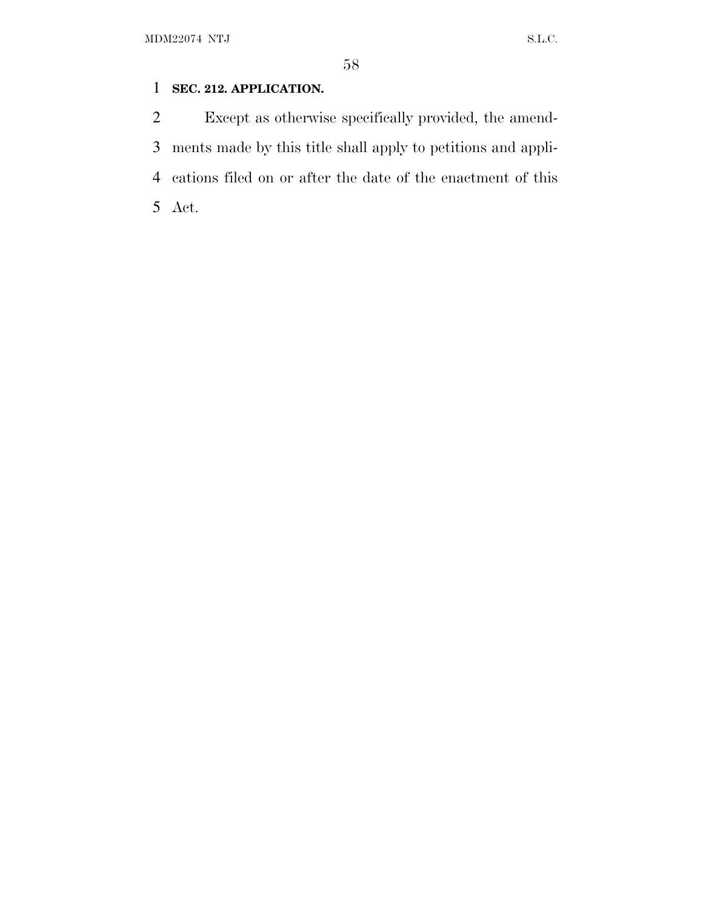**SEC. 212. APPLICATION.**

Except as otherwise specifically provided, the amendments made by this title shall apply to petitions and applications filed on or after the date of the enactment of this Act.